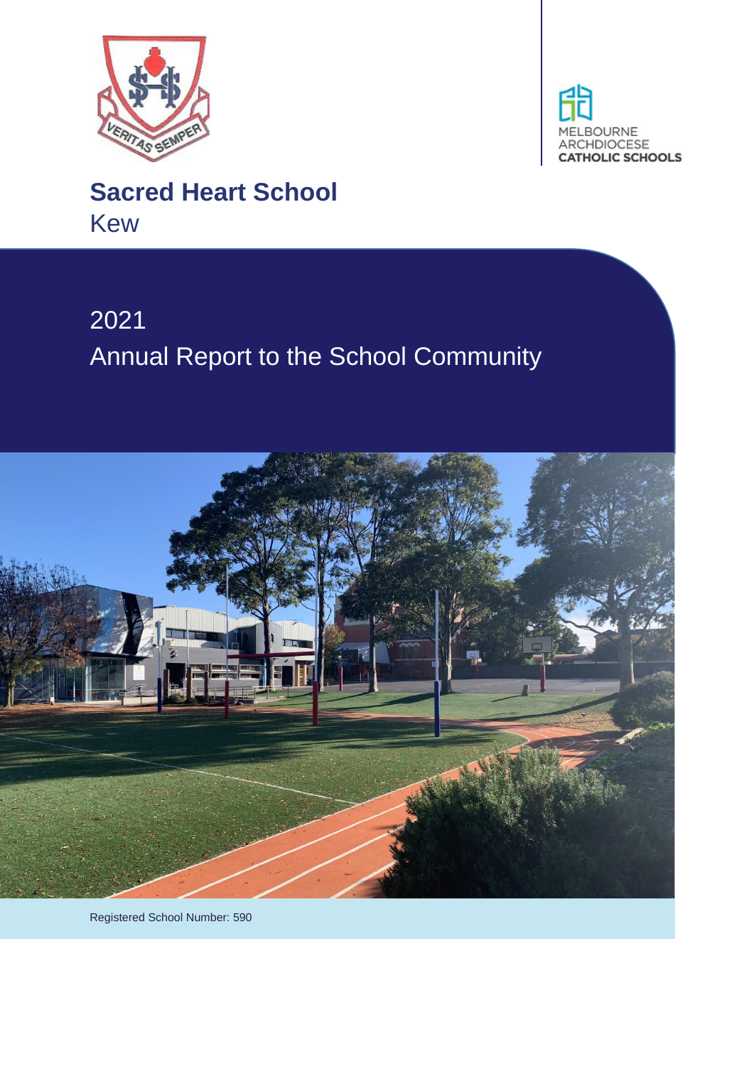# Sacred Heart School

Kew

## 2021

## Annual Report to the School Community

Registered School Number: 590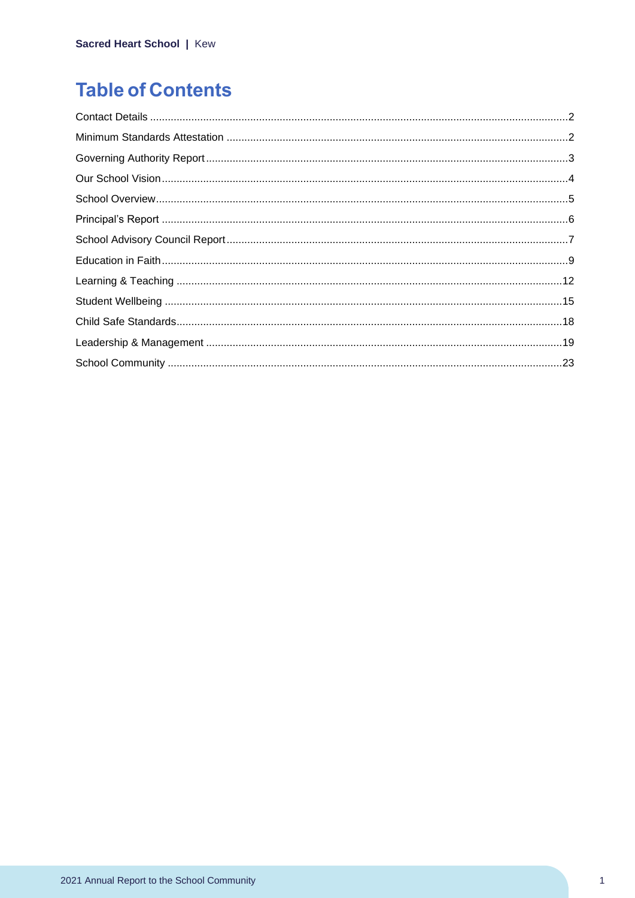# Table of Contents

Contact Details ....................................................................................................................................2
Minimum Standards Attestation ..........................................................................................................2
Governing Authority Report.................................................................................................................3
Our School Vision................................................................................................................................4
School Overview..................................................................................................................................5
Principal's Report ................................................................................................................................6
School Advisory Council Report..........................................................................................................7
Education in Faith................................................................................................................................9
Learning & Teaching .........................................................................................................................12
Student Wellbeing .............................................................................................................................15
Child Safe Standards.........................................................................................................................18
Leadership & Management ...............................................................................................................19
School Community ............................................................................................................................23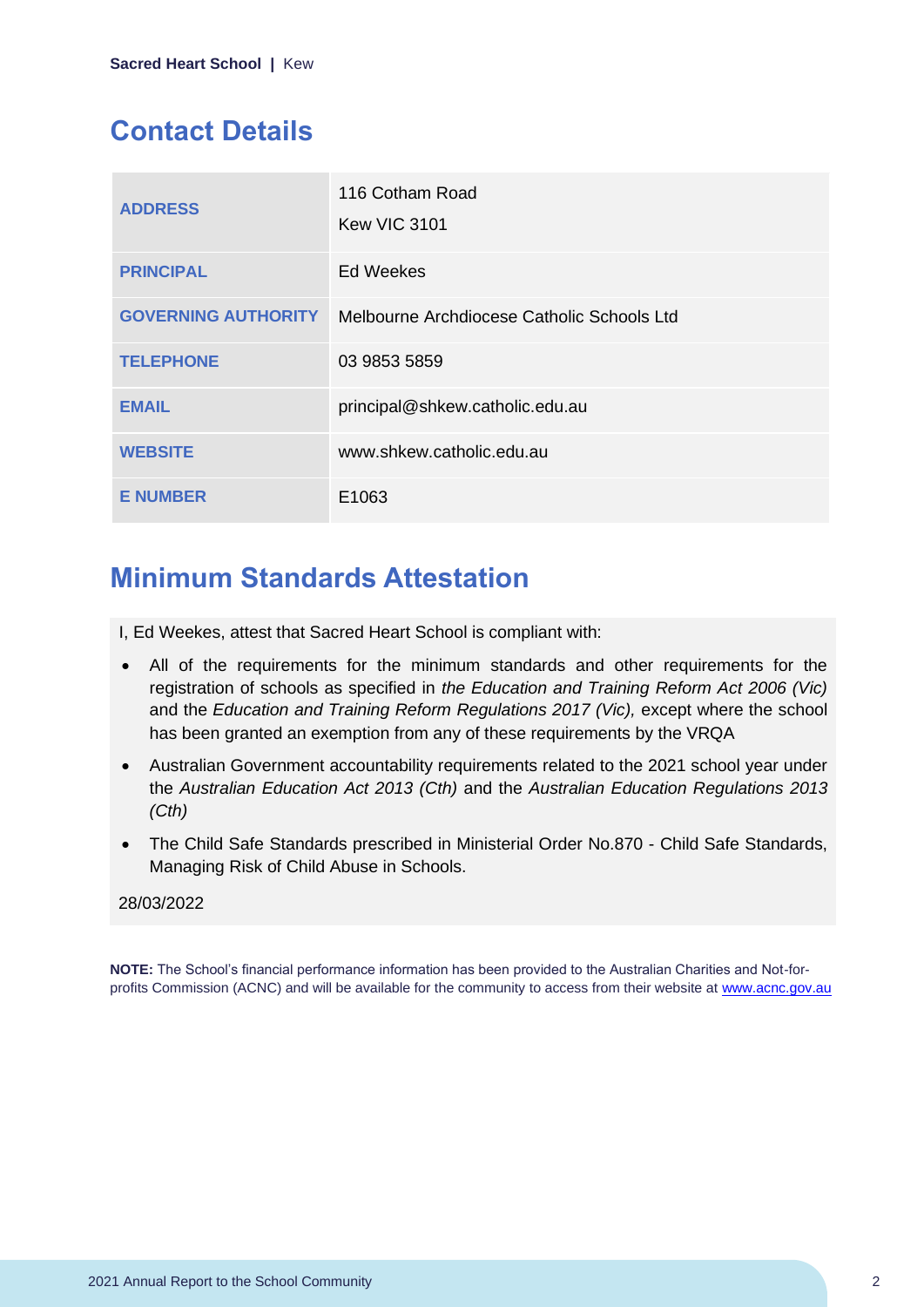## Contact Details

| | |
|---|---|
| **ADDRESS** | 116 Cotham Road<br>Kew VIC 3101 |
| **PRINCIPAL** | Ed Weekes |
| **GOVERNING AUTHORITY** | Melbourne Archdiocese Catholic Schools Ltd |
| **TELEPHONE** | 03 9853 5859 |
| **EMAIL** | principal@shkew.catholic.edu.au |
| **WEBSITE** | www.shkew.catholic.edu.au |
| **E NUMBER** | E1063 |

## Minimum Standards Attestation

I, Ed Weekes, attest that Sacred Heart School is compliant with:

- All of the requirements for the minimum standards and other requirements for the registration of schools as specified in *the Education and Training Reform Act 2006 (Vic)* and the *Education and Training Reform Regulations 2017 (Vic),* except where the school has been granted an exemption from any of these requirements by the VRQA
- Australian Government accountability requirements related to the 2021 school year under the *Australian Education Act 2013 (Cth)* and the *Australian Education Regulations 2013 (Cth)*
- The Child Safe Standards prescribed in Ministerial Order No.870 - Child Safe Standards, Managing Risk of Child Abuse in Schools.

28/03/2022

**NOTE:** The School's financial performance information has been provided to the Australian Charities and Not-for-profits Commission (ACNC) and will be available for the community to access from their website at www.acnc.gov.au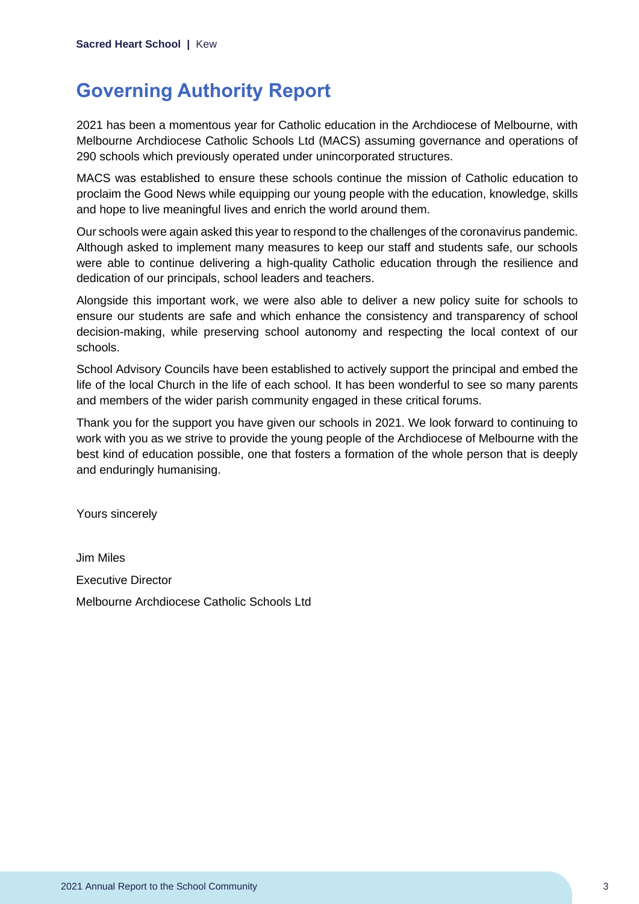# Governing Authority Report

2021 has been a momentous year for Catholic education in the Archdiocese of Melbourne, with Melbourne Archdiocese Catholic Schools Ltd (MACS) assuming governance and operations of 290 schools which previously operated under unincorporated structures.

MACS was established to ensure these schools continue the mission of Catholic education to proclaim the Good News while equipping our young people with the education, knowledge, skills and hope to live meaningful lives and enrich the world around them.

Our schools were again asked this year to respond to the challenges of the coronavirus pandemic. Although asked to implement many measures to keep our staff and students safe, our schools were able to continue delivering a high-quality Catholic education through the resilience and dedication of our principals, school leaders and teachers.

Alongside this important work, we were also able to deliver a new policy suite for schools to ensure our students are safe and which enhance the consistency and transparency of school decision-making, while preserving school autonomy and respecting the local context of our schools.

School Advisory Councils have been established to actively support the principal and embed the life of the local Church in the life of each school. It has been wonderful to see so many parents and members of the wider parish community engaged in these critical forums.

Thank you for the support you have given our schools in 2021. We look forward to continuing to work with you as we strive to provide the young people of the Archdiocese of Melbourne with the best kind of education possible, one that fosters a formation of the whole person that is deeply and enduringly humanising.

Yours sincerely

Jim Miles

Executive Director

Melbourne Archdiocese Catholic Schools Ltd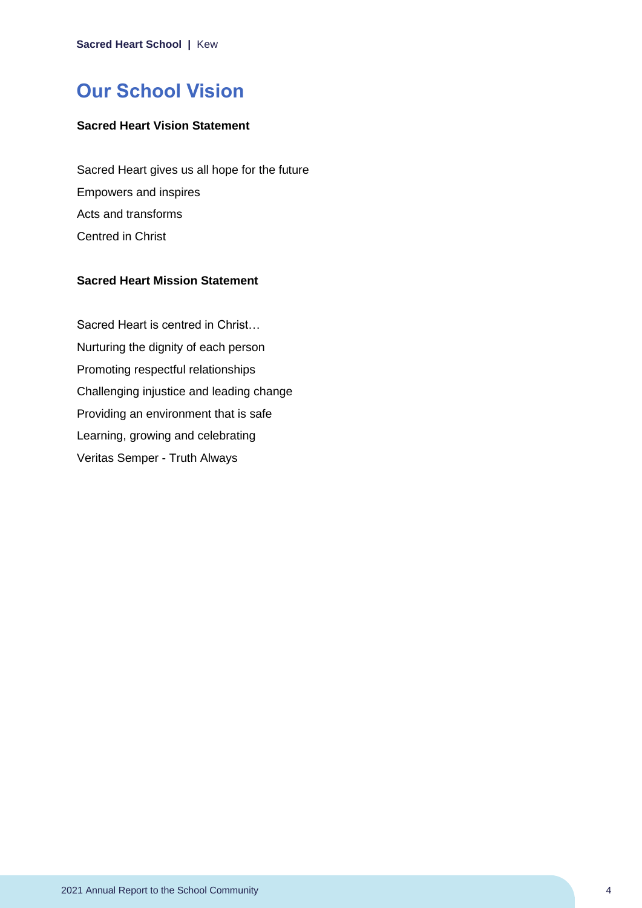# Our School Vision

**Sacred Heart Vision Statement**

Sacred Heart gives us all hope for the future
Empowers and inspires
Acts and transforms
Centred in Christ

**Sacred Heart Mission Statement**

Sacred Heart is centred in Christ…
Nurturing the dignity of each person
Promoting respectful relationships
Challenging injustice and leading change
Providing an environment that is safe
Learning, growing and celebrating
Veritas Semper - Truth Always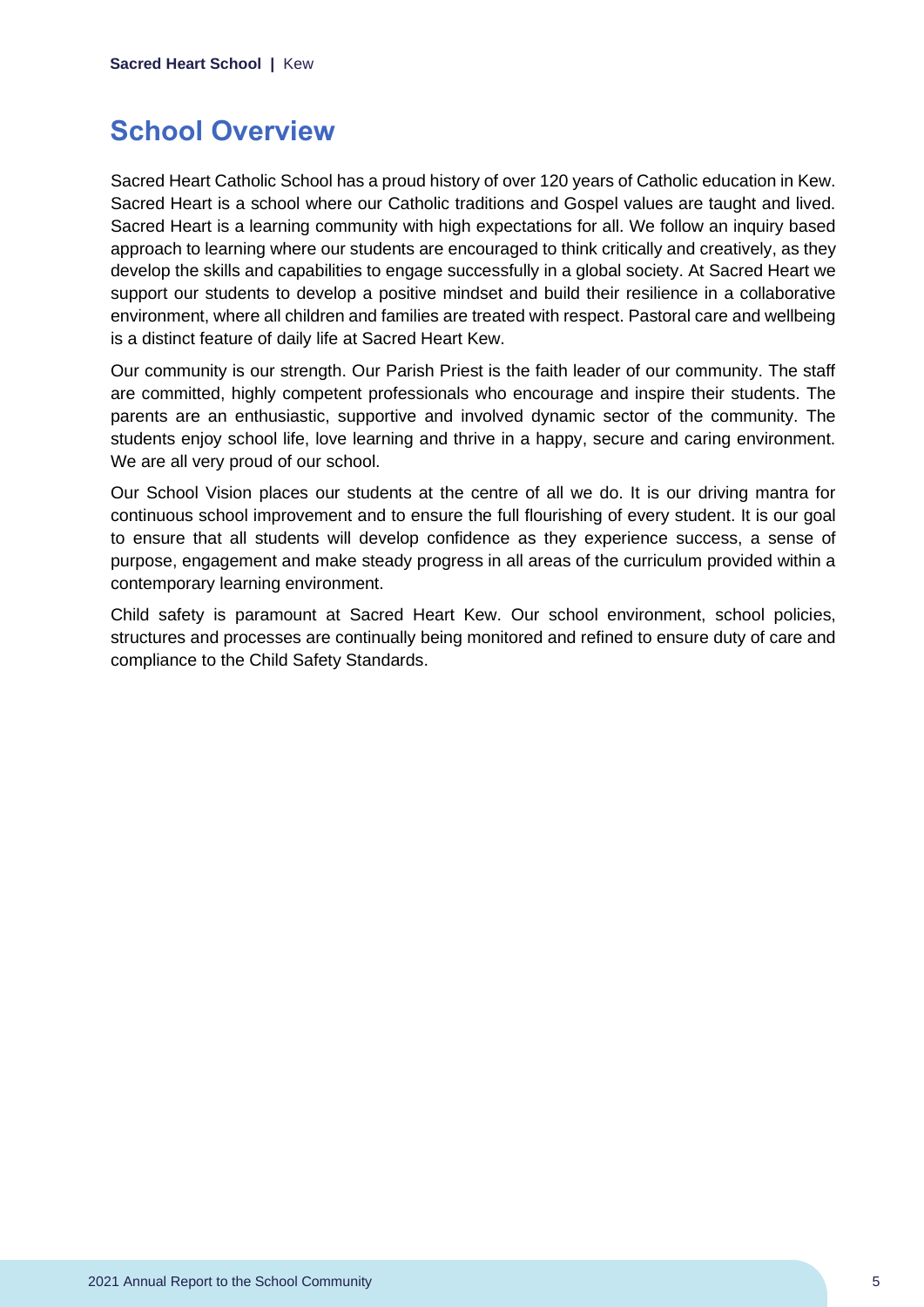## School Overview

Sacred Heart Catholic School has a proud history of over 120 years of Catholic education in Kew. Sacred Heart is a school where our Catholic traditions and Gospel values are taught and lived. Sacred Heart is a learning community with high expectations for all. We follow an inquiry based approach to learning where our students are encouraged to think critically and creatively, as they develop the skills and capabilities to engage successfully in a global society. At Sacred Heart we support our students to develop a positive mindset and build their resilience in a collaborative environment, where all children and families are treated with respect. Pastoral care and wellbeing is a distinct feature of daily life at Sacred Heart Kew.

Our community is our strength. Our Parish Priest is the faith leader of our community. The staff are committed, highly competent professionals who encourage and inspire their students. The parents are an enthusiastic, supportive and involved dynamic sector of the community. The students enjoy school life, love learning and thrive in a happy, secure and caring environment. We are all very proud of our school.

Our School Vision places our students at the centre of all we do. It is our driving mantra for continuous school improvement and to ensure the full flourishing of every student. It is our goal to ensure that all students will develop confidence as they experience success, a sense of purpose, engagement and make steady progress in all areas of the curriculum provided within a contemporary learning environment.

Child safety is paramount at Sacred Heart Kew. Our school environment, school policies, structures and processes are continually being monitored and refined to ensure duty of care and compliance to the Child Safety Standards.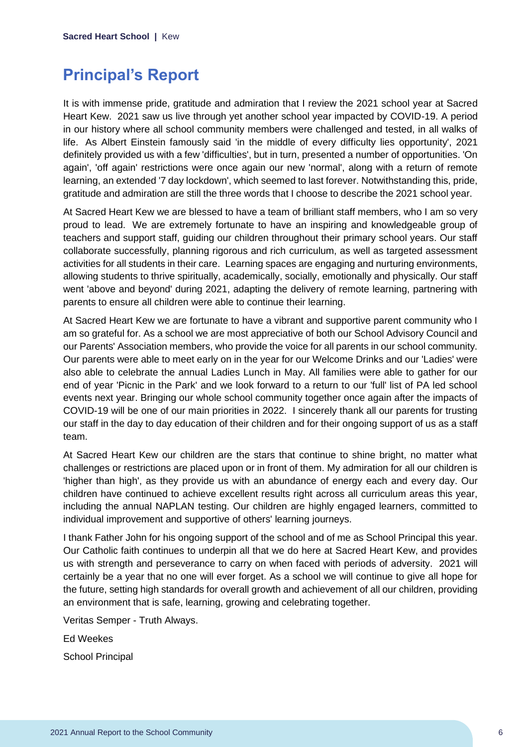# Principal's Report

It is with immense pride, gratitude and admiration that I review the 2021 school year at Sacred Heart Kew. 2021 saw us live through yet another school year impacted by COVID-19. A period in our history where all school community members were challenged and tested, in all walks of life. As Albert Einstein famously said 'in the middle of every difficulty lies opportunity', 2021 definitely provided us with a few 'difficulties', but in turn, presented a number of opportunities. 'On again', 'off again' restrictions were once again our new 'normal', along with a return of remote learning, an extended '7 day lockdown', which seemed to last forever. Notwithstanding this, pride, gratitude and admiration are still the three words that I choose to describe the 2021 school year.

At Sacred Heart Kew we are blessed to have a team of brilliant staff members, who I am so very proud to lead. We are extremely fortunate to have an inspiring and knowledgeable group of teachers and support staff, guiding our children throughout their primary school years. Our staff collaborate successfully, planning rigorous and rich curriculum, as well as targeted assessment activities for all students in their care. Learning spaces are engaging and nurturing environments, allowing students to thrive spiritually, academically, socially, emotionally and physically. Our staff went 'above and beyond' during 2021, adapting the delivery of remote learning, partnering with parents to ensure all children were able to continue their learning.

At Sacred Heart Kew we are fortunate to have a vibrant and supportive parent community who I am so grateful for. As a school we are most appreciative of both our School Advisory Council and our Parents' Association members, who provide the voice for all parents in our school community. Our parents were able to meet early on in the year for our Welcome Drinks and our 'Ladies' were also able to celebrate the annual Ladies Lunch in May. All families were able to gather for our end of year 'Picnic in the Park' and we look forward to a return to our 'full' list of PA led school events next year. Bringing our whole school community together once again after the impacts of COVID-19 will be one of our main priorities in 2022. I sincerely thank all our parents for trusting our staff in the day to day education of their children and for their ongoing support of us as a staff team.

At Sacred Heart Kew our children are the stars that continue to shine bright, no matter what challenges or restrictions are placed upon or in front of them. My admiration for all our children is 'higher than high', as they provide us with an abundance of energy each and every day. Our children have continued to achieve excellent results right across all curriculum areas this year, including the annual NAPLAN testing. Our children are highly engaged learners, committed to individual improvement and supportive of others' learning journeys.

I thank Father John for his ongoing support of the school and of me as School Principal this year. Our Catholic faith continues to underpin all that we do here at Sacred Heart Kew, and provides us with strength and perseverance to carry on when faced with periods of adversity. 2021 will certainly be a year that no one will ever forget. As a school we will continue to give all hope for the future, setting high standards for overall growth and achievement of all our children, providing an environment that is safe, learning, growing and celebrating together.

Veritas Semper - Truth Always.

Ed Weekes

School Principal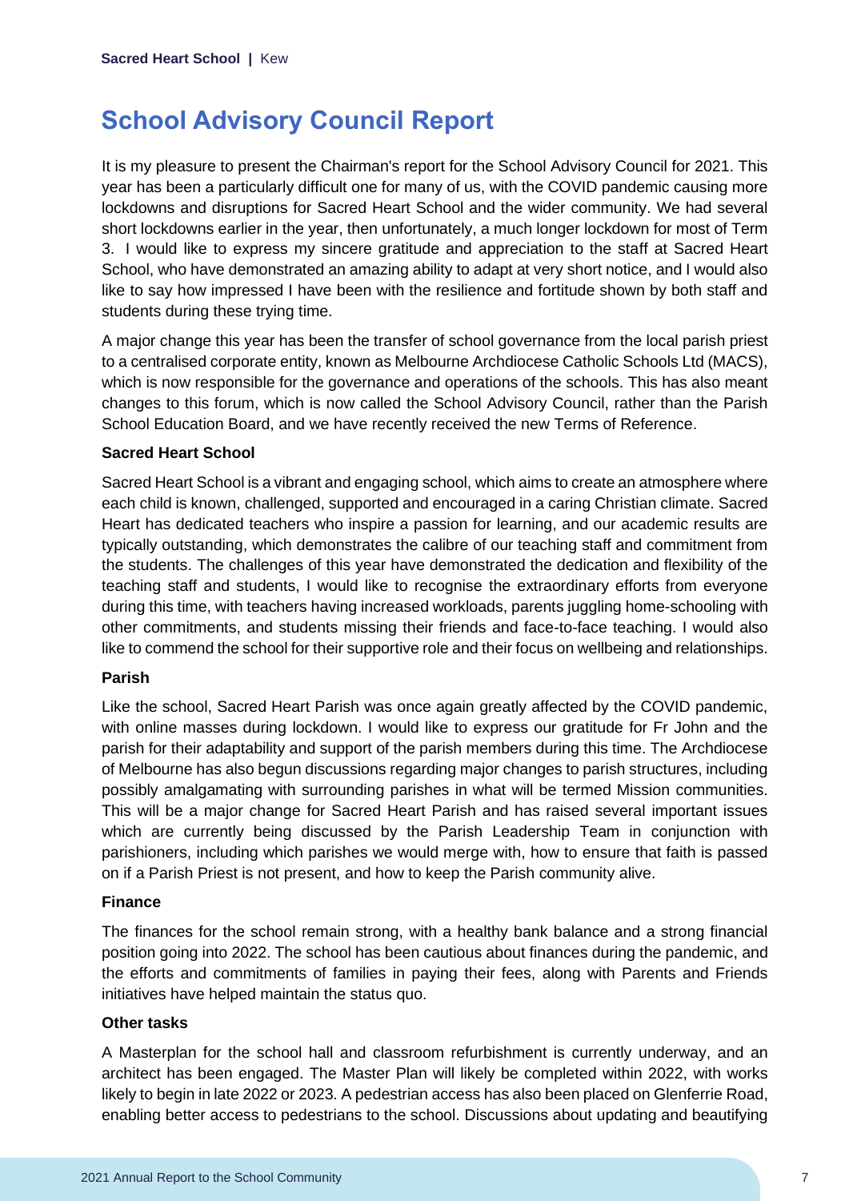# School Advisory Council Report

It is my pleasure to present the Chairman's report for the School Advisory Council for 2021. This year has been a particularly difficult one for many of us, with the COVID pandemic causing more lockdowns and disruptions for Sacred Heart School and the wider community. We had several short lockdowns earlier in the year, then unfortunately, a much longer lockdown for most of Term 3. I would like to express my sincere gratitude and appreciation to the staff at Sacred Heart School, who have demonstrated an amazing ability to adapt at very short notice, and I would also like to say how impressed I have been with the resilience and fortitude shown by both staff and students during these trying time.

A major change this year has been the transfer of school governance from the local parish priest to a centralised corporate entity, known as Melbourne Archdiocese Catholic Schools Ltd (MACS), which is now responsible for the governance and operations of the schools. This has also meant changes to this forum, which is now called the School Advisory Council, rather than the Parish School Education Board, and we have recently received the new Terms of Reference.

**Sacred Heart School**

Sacred Heart School is a vibrant and engaging school, which aims to create an atmosphere where each child is known, challenged, supported and encouraged in a caring Christian climate. Sacred Heart has dedicated teachers who inspire a passion for learning, and our academic results are typically outstanding, which demonstrates the calibre of our teaching staff and commitment from the students. The challenges of this year have demonstrated the dedication and flexibility of the teaching staff and students, I would like to recognise the extraordinary efforts from everyone during this time, with teachers having increased workloads, parents juggling home-schooling with other commitments, and students missing their friends and face-to-face teaching. I would also like to commend the school for their supportive role and their focus on wellbeing and relationships.

**Parish**

Like the school, Sacred Heart Parish was once again greatly affected by the COVID pandemic, with online masses during lockdown. I would like to express our gratitude for Fr John and the parish for their adaptability and support of the parish members during this time. The Archdiocese of Melbourne has also begun discussions regarding major changes to parish structures, including possibly amalgamating with surrounding parishes in what will be termed Mission communities. This will be a major change for Sacred Heart Parish and has raised several important issues which are currently being discussed by the Parish Leadership Team in conjunction with parishioners, including which parishes we would merge with, how to ensure that faith is passed on if a Parish Priest is not present, and how to keep the Parish community alive.

**Finance**

The finances for the school remain strong, with a healthy bank balance and a strong financial position going into 2022. The school has been cautious about finances during the pandemic, and the efforts and commitments of families in paying their fees, along with Parents and Friends initiatives have helped maintain the status quo.

**Other tasks**

A Masterplan for the school hall and classroom refurbishment is currently underway, and an architect has been engaged. The Master Plan will likely be completed within 2022, with works likely to begin in late 2022 or 2023. A pedestrian access has also been placed on Glenferrie Road, enabling better access to pedestrians to the school. Discussions about updating and beautifying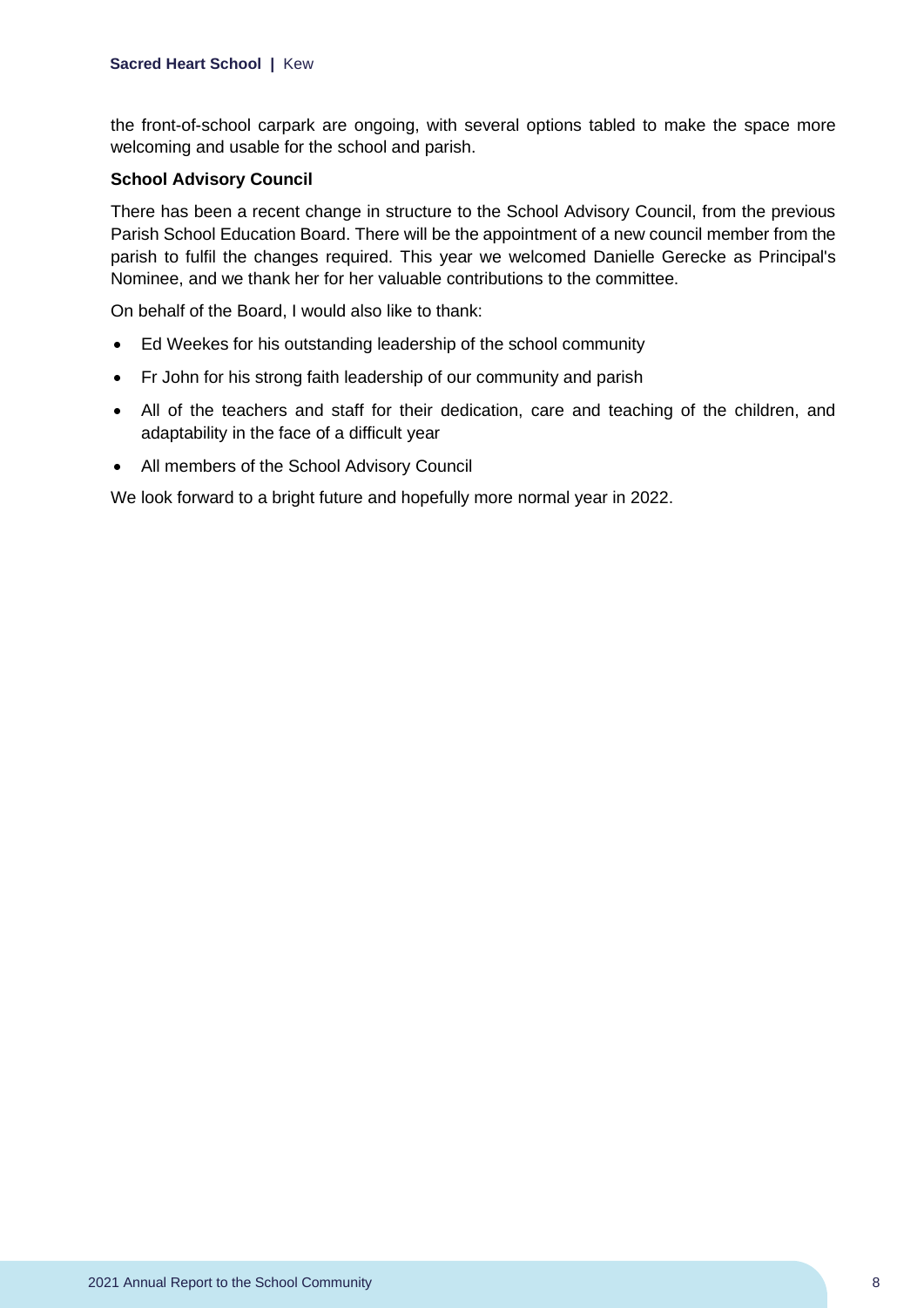the front-of-school carpark are ongoing, with several options tabled to make the space more welcoming and usable for the school and parish.

**School Advisory Council**

There has been a recent change in structure to the School Advisory Council, from the previous Parish School Education Board. There will be the appointment of a new council member from the parish to fulfil the changes required. This year we welcomed Danielle Gerecke as Principal's Nominee, and we thank her for her valuable contributions to the committee.

On behalf of the Board, I would also like to thank:

- Ed Weekes for his outstanding leadership of the school community
- Fr John for his strong faith leadership of our community and parish
- All of the teachers and staff for their dedication, care and teaching of the children, and adaptability in the face of a difficult year
- All members of the School Advisory Council

We look forward to a bright future and hopefully more normal year in 2022.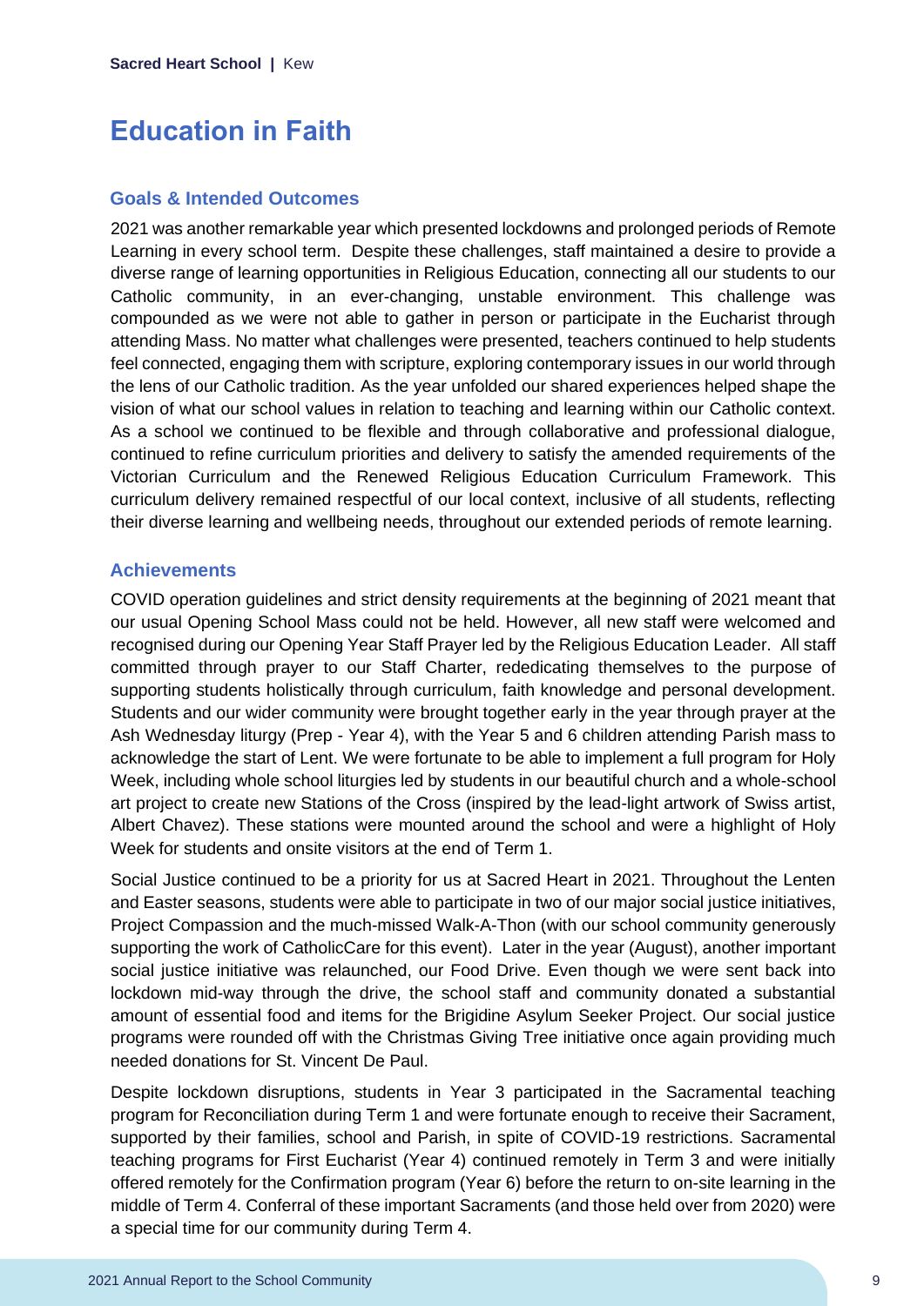# Education in Faith

## Goals & Intended Outcomes

2021 was another remarkable year which presented lockdowns and prolonged periods of Remote Learning in every school term. Despite these challenges, staff maintained a desire to provide a diverse range of learning opportunities in Religious Education, connecting all our students to our Catholic community, in an ever-changing, unstable environment. This challenge was compounded as we were not able to gather in person or participate in the Eucharist through attending Mass. No matter what challenges were presented, teachers continued to help students feel connected, engaging them with scripture, exploring contemporary issues in our world through the lens of our Catholic tradition. As the year unfolded our shared experiences helped shape the vision of what our school values in relation to teaching and learning within our Catholic context. As a school we continued to be flexible and through collaborative and professional dialogue, continued to refine curriculum priorities and delivery to satisfy the amended requirements of the Victorian Curriculum and the Renewed Religious Education Curriculum Framework. This curriculum delivery remained respectful of our local context, inclusive of all students, reflecting their diverse learning and wellbeing needs, throughout our extended periods of remote learning.

## Achievements

COVID operation guidelines and strict density requirements at the beginning of 2021 meant that our usual Opening School Mass could not be held. However, all new staff were welcomed and recognised during our Opening Year Staff Prayer led by the Religious Education Leader. All staff committed through prayer to our Staff Charter, rededicating themselves to the purpose of supporting students holistically through curriculum, faith knowledge and personal development. Students and our wider community were brought together early in the year through prayer at the Ash Wednesday liturgy (Prep - Year 4), with the Year 5 and 6 children attending Parish mass to acknowledge the start of Lent. We were fortunate to be able to implement a full program for Holy Week, including whole school liturgies led by students in our beautiful church and a whole-school art project to create new Stations of the Cross (inspired by the lead-light artwork of Swiss artist, Albert Chavez). These stations were mounted around the school and were a highlight of Holy Week for students and onsite visitors at the end of Term 1.

Social Justice continued to be a priority for us at Sacred Heart in 2021. Throughout the Lenten and Easter seasons, students were able to participate in two of our major social justice initiatives, Project Compassion and the much-missed Walk-A-Thon (with our school community generously supporting the work of CatholicCare for this event). Later in the year (August), another important social justice initiative was relaunched, our Food Drive. Even though we were sent back into lockdown mid-way through the drive, the school staff and community donated a substantial amount of essential food and items for the Brigidine Asylum Seeker Project. Our social justice programs were rounded off with the Christmas Giving Tree initiative once again providing much needed donations for St. Vincent De Paul.

Despite lockdown disruptions, students in Year 3 participated in the Sacramental teaching program for Reconciliation during Term 1 and were fortunate enough to receive their Sacrament, supported by their families, school and Parish, in spite of COVID-19 restrictions. Sacramental teaching programs for First Eucharist (Year 4) continued remotely in Term 3 and were initially offered remotely for the Confirmation program (Year 6) before the return to on-site learning in the middle of Term 4. Conferral of these important Sacraments (and those held over from 2020) were a special time for our community during Term 4.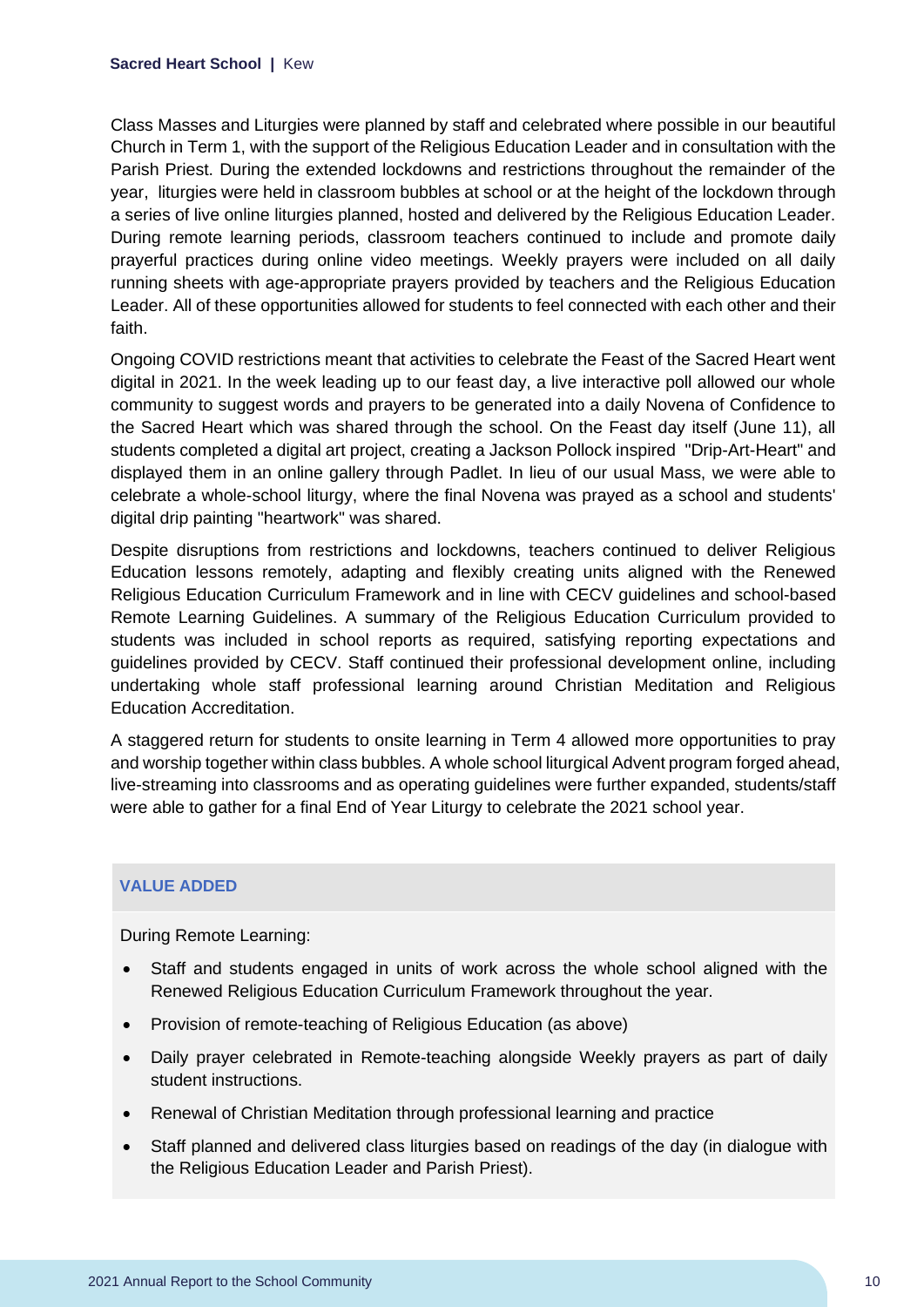Class Masses and Liturgies were planned by staff and celebrated where possible in our beautiful Church in Term 1, with the support of the Religious Education Leader and in consultation with the Parish Priest. During the extended lockdowns and restrictions throughout the remainder of the year, liturgies were held in classroom bubbles at school or at the height of the lockdown through a series of live online liturgies planned, hosted and delivered by the Religious Education Leader. During remote learning periods, classroom teachers continued to include and promote daily prayerful practices during online video meetings. Weekly prayers were included on all daily running sheets with age-appropriate prayers provided by teachers and the Religious Education Leader. All of these opportunities allowed for students to feel connected with each other and their faith.

Ongoing COVID restrictions meant that activities to celebrate the Feast of the Sacred Heart went digital in 2021. In the week leading up to our feast day, a live interactive poll allowed our whole community to suggest words and prayers to be generated into a daily Novena of Confidence to the Sacred Heart which was shared through the school. On the Feast day itself (June 11), all students completed a digital art project, creating a Jackson Pollock inspired "Drip-Art-Heart" and displayed them in an online gallery through Padlet. In lieu of our usual Mass, we were able to celebrate a whole-school liturgy, where the final Novena was prayed as a school and students' digital drip painting "heartwork" was shared.

Despite disruptions from restrictions and lockdowns, teachers continued to deliver Religious Education lessons remotely, adapting and flexibly creating units aligned with the Renewed Religious Education Curriculum Framework and in line with CECV guidelines and school-based Remote Learning Guidelines. A summary of the Religious Education Curriculum provided to students was included in school reports as required, satisfying reporting expectations and guidelines provided by CECV. Staff continued their professional development online, including undertaking whole staff professional learning around Christian Meditation and Religious Education Accreditation.

A staggered return for students to onsite learning in Term 4 allowed more opportunities to pray and worship together within class bubbles. A whole school liturgical Advent program forged ahead, live-streaming into classrooms and as operating guidelines were further expanded, students/staff were able to gather for a final End of Year Liturgy to celebrate the 2021 school year.

## VALUE ADDED

During Remote Learning:

- Staff and students engaged in units of work across the whole school aligned with the Renewed Religious Education Curriculum Framework throughout the year.
- Provision of remote-teaching of Religious Education (as above)
- Daily prayer celebrated in Remote-teaching alongside Weekly prayers as part of daily student instructions.
- Renewal of Christian Meditation through professional learning and practice
- Staff planned and delivered class liturgies based on readings of the day (in dialogue with the Religious Education Leader and Parish Priest).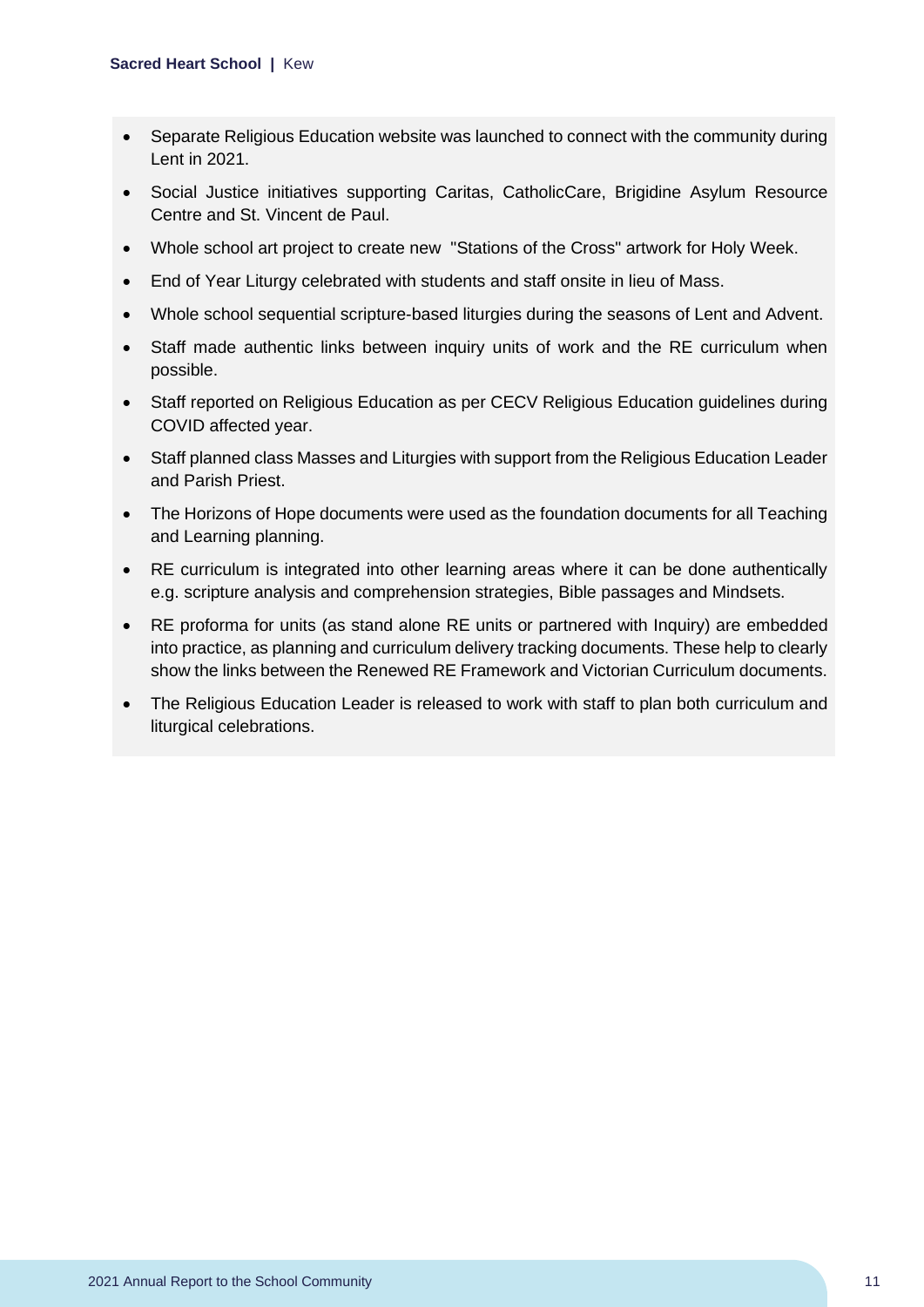- Separate Religious Education website was launched to connect with the community during Lent in 2021.
- Social Justice initiatives supporting Caritas, CatholicCare, Brigidine Asylum Resource Centre and St. Vincent de Paul.
- Whole school art project to create new "Stations of the Cross" artwork for Holy Week.
- End of Year Liturgy celebrated with students and staff onsite in lieu of Mass.
- Whole school sequential scripture-based liturgies during the seasons of Lent and Advent.
- Staff made authentic links between inquiry units of work and the RE curriculum when possible.
- Staff reported on Religious Education as per CECV Religious Education guidelines during COVID affected year.
- Staff planned class Masses and Liturgies with support from the Religious Education Leader and Parish Priest.
- The Horizons of Hope documents were used as the foundation documents for all Teaching and Learning planning.
- RE curriculum is integrated into other learning areas where it can be done authentically e.g. scripture analysis and comprehension strategies, Bible passages and Mindsets.
- RE proforma for units (as stand alone RE units or partnered with Inquiry) are embedded into practice, as planning and curriculum delivery tracking documents. These help to clearly show the links between the Renewed RE Framework and Victorian Curriculum documents.
- The Religious Education Leader is released to work with staff to plan both curriculum and liturgical celebrations.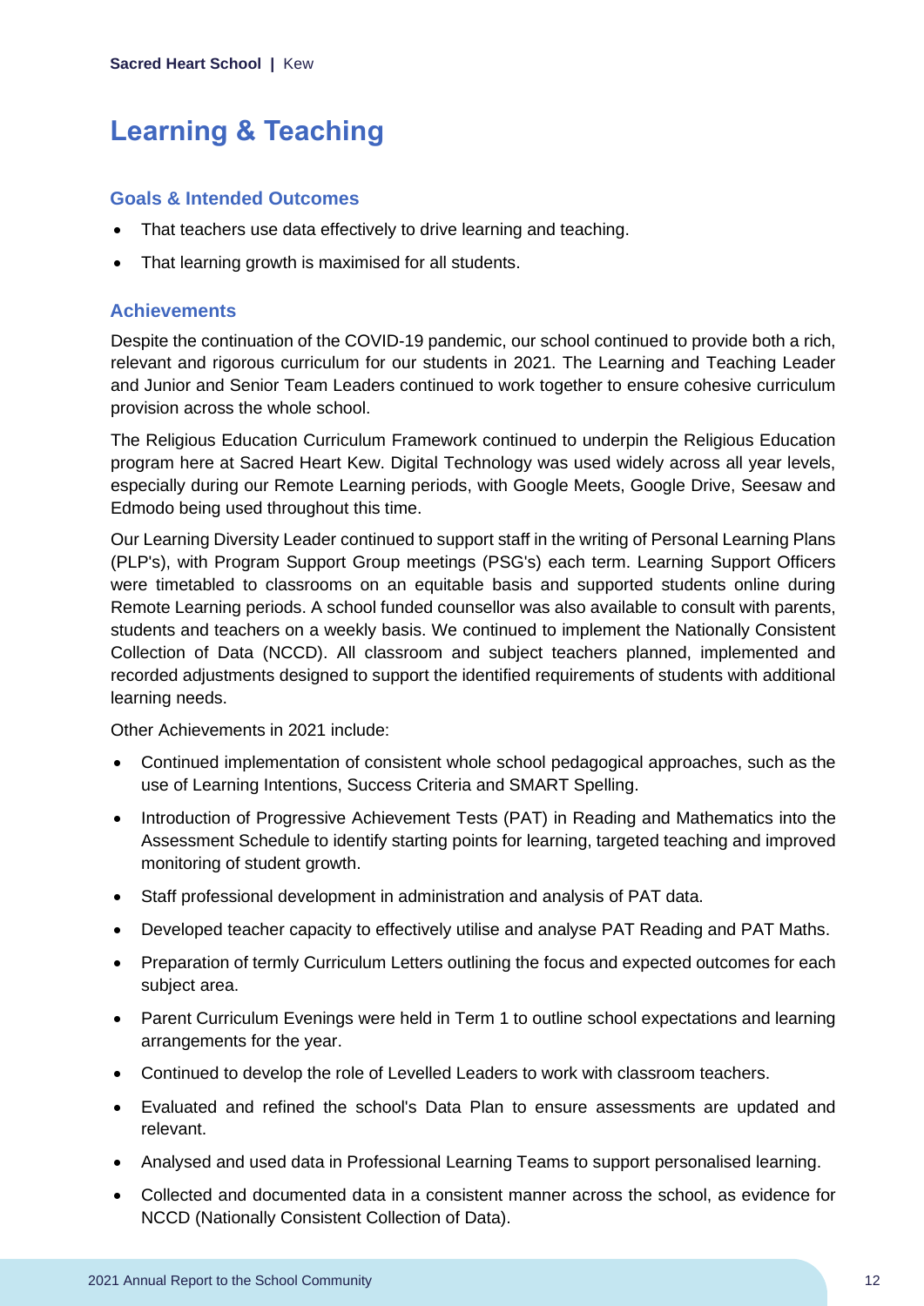# Learning & Teaching

## Goals & Intended Outcomes

- That teachers use data effectively to drive learning and teaching.
- That learning growth is maximised for all students.

## Achievements

Despite the continuation of the COVID-19 pandemic, our school continued to provide both a rich, relevant and rigorous curriculum for our students in 2021. The Learning and Teaching Leader and Junior and Senior Team Leaders continued to work together to ensure cohesive curriculum provision across the whole school.

The Religious Education Curriculum Framework continued to underpin the Religious Education program here at Sacred Heart Kew. Digital Technology was used widely across all year levels, especially during our Remote Learning periods, with Google Meets, Google Drive, Seesaw and Edmodo being used throughout this time.

Our Learning Diversity Leader continued to support staff in the writing of Personal Learning Plans (PLP's), with Program Support Group meetings (PSG's) each term. Learning Support Officers were timetabled to classrooms on an equitable basis and supported students online during Remote Learning periods. A school funded counsellor was also available to consult with parents, students and teachers on a weekly basis. We continued to implement the Nationally Consistent Collection of Data (NCCD). All classroom and subject teachers planned, implemented and recorded adjustments designed to support the identified requirements of students with additional learning needs.

Other Achievements in 2021 include:

- Continued implementation of consistent whole school pedagogical approaches, such as the use of Learning Intentions, Success Criteria and SMART Spelling.
- Introduction of Progressive Achievement Tests (PAT) in Reading and Mathematics into the Assessment Schedule to identify starting points for learning, targeted teaching and improved monitoring of student growth.
- Staff professional development in administration and analysis of PAT data.
- Developed teacher capacity to effectively utilise and analyse PAT Reading and PAT Maths.
- Preparation of termly Curriculum Letters outlining the focus and expected outcomes for each subject area.
- Parent Curriculum Evenings were held in Term 1 to outline school expectations and learning arrangements for the year.
- Continued to develop the role of Levelled Leaders to work with classroom teachers.
- Evaluated and refined the school's Data Plan to ensure assessments are updated and relevant.
- Analysed and used data in Professional Learning Teams to support personalised learning.
- Collected and documented data in a consistent manner across the school, as evidence for NCCD (Nationally Consistent Collection of Data).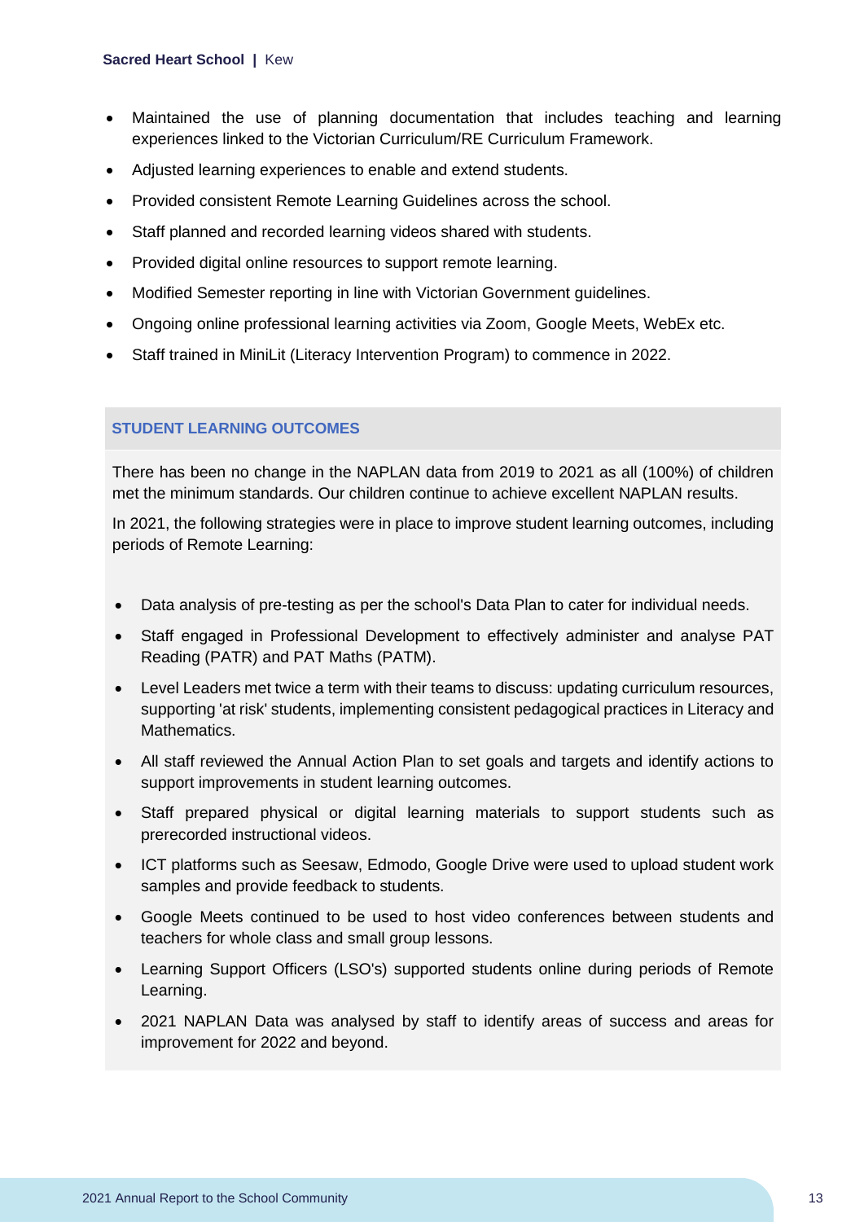- Maintained the use of planning documentation that includes teaching and learning experiences linked to the Victorian Curriculum/RE Curriculum Framework.
- Adjusted learning experiences to enable and extend students.
- Provided consistent Remote Learning Guidelines across the school.
- Staff planned and recorded learning videos shared with students.
- Provided digital online resources to support remote learning.
- Modified Semester reporting in line with Victorian Government guidelines.
- Ongoing online professional learning activities via Zoom, Google Meets, WebEx etc.
- Staff trained in MiniLit (Literacy Intervention Program) to commence in 2022.

## STUDENT LEARNING OUTCOMES

There has been no change in the NAPLAN data from 2019 to 2021 as all (100%) of children met the minimum standards. Our children continue to achieve excellent NAPLAN results.

In 2021, the following strategies were in place to improve student learning outcomes, including periods of Remote Learning:

- Data analysis of pre-testing as per the school's Data Plan to cater for individual needs.
- Staff engaged in Professional Development to effectively administer and analyse PAT Reading (PATR) and PAT Maths (PATM).
- Level Leaders met twice a term with their teams to discuss: updating curriculum resources, supporting 'at risk' students, implementing consistent pedagogical practices in Literacy and Mathematics.
- All staff reviewed the Annual Action Plan to set goals and targets and identify actions to support improvements in student learning outcomes.
- Staff prepared physical or digital learning materials to support students such as prerecorded instructional videos.
- ICT platforms such as Seesaw, Edmodo, Google Drive were used to upload student work samples and provide feedback to students.
- Google Meets continued to be used to host video conferences between students and teachers for whole class and small group lessons.
- Learning Support Officers (LSO's) supported students online during periods of Remote Learning.
- 2021 NAPLAN Data was analysed by staff to identify areas of success and areas for improvement for 2022 and beyond.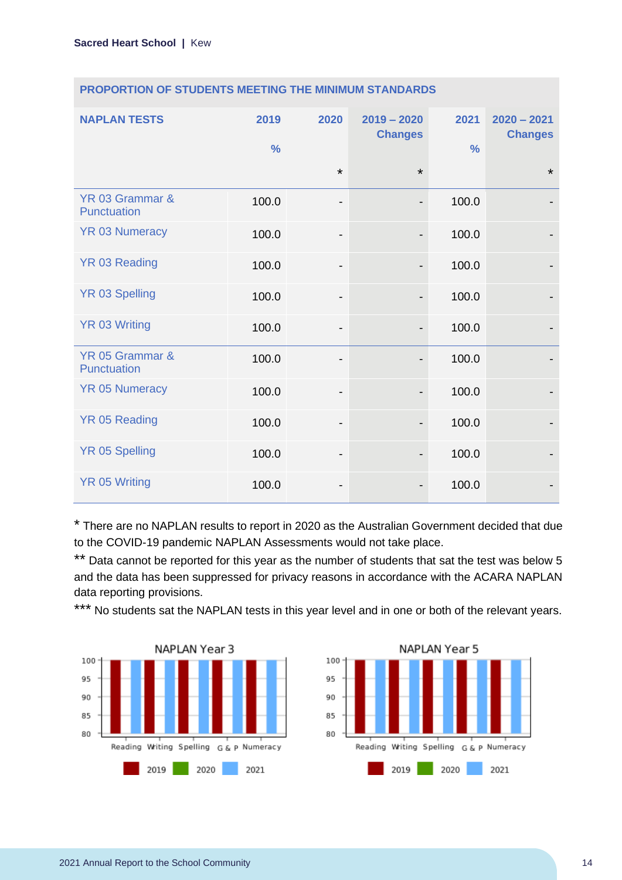## PROPORTION OF STUDENTS MEETING THE MINIMUM STANDARDS

| NAPLAN TESTS | 2019 % | 2020 * | 2019 – 2020 Changes * | 2021 % | 2020 – 2021 Changes * |
|---|---|---|---|---|---|
| YR 03 Grammar & Punctuation | 100.0 | - | - | 100.0 | - |
| YR 03 Numeracy | 100.0 | - | - | 100.0 | - |
| YR 03 Reading | 100.0 | - | - | 100.0 | - |
| YR 03 Spelling | 100.0 | - | - | 100.0 | - |
| YR 03 Writing | 100.0 | - | - | 100.0 | - |
| YR 05 Grammar & Punctuation | 100.0 | - | - | 100.0 | - |
| YR 05 Numeracy | 100.0 | - | - | 100.0 | - |
| YR 05 Reading | 100.0 | - | - | 100.0 | - |
| YR 05 Spelling | 100.0 | - | - | 100.0 | - |
| YR 05 Writing | 100.0 | - | - | 100.0 | - |

* There are no NAPLAN results to report in 2020 as the Australian Government decided that due to the COVID-19 pandemic NAPLAN Assessments would not take place.

** Data cannot be reported for this year as the number of students that sat the test was below 5 and the data has been suppressed for privacy reasons in accordance with the ACARA NAPLAN data reporting provisions.

*** No students sat the NAPLAN tests in this year level and in one or both of the relevant years.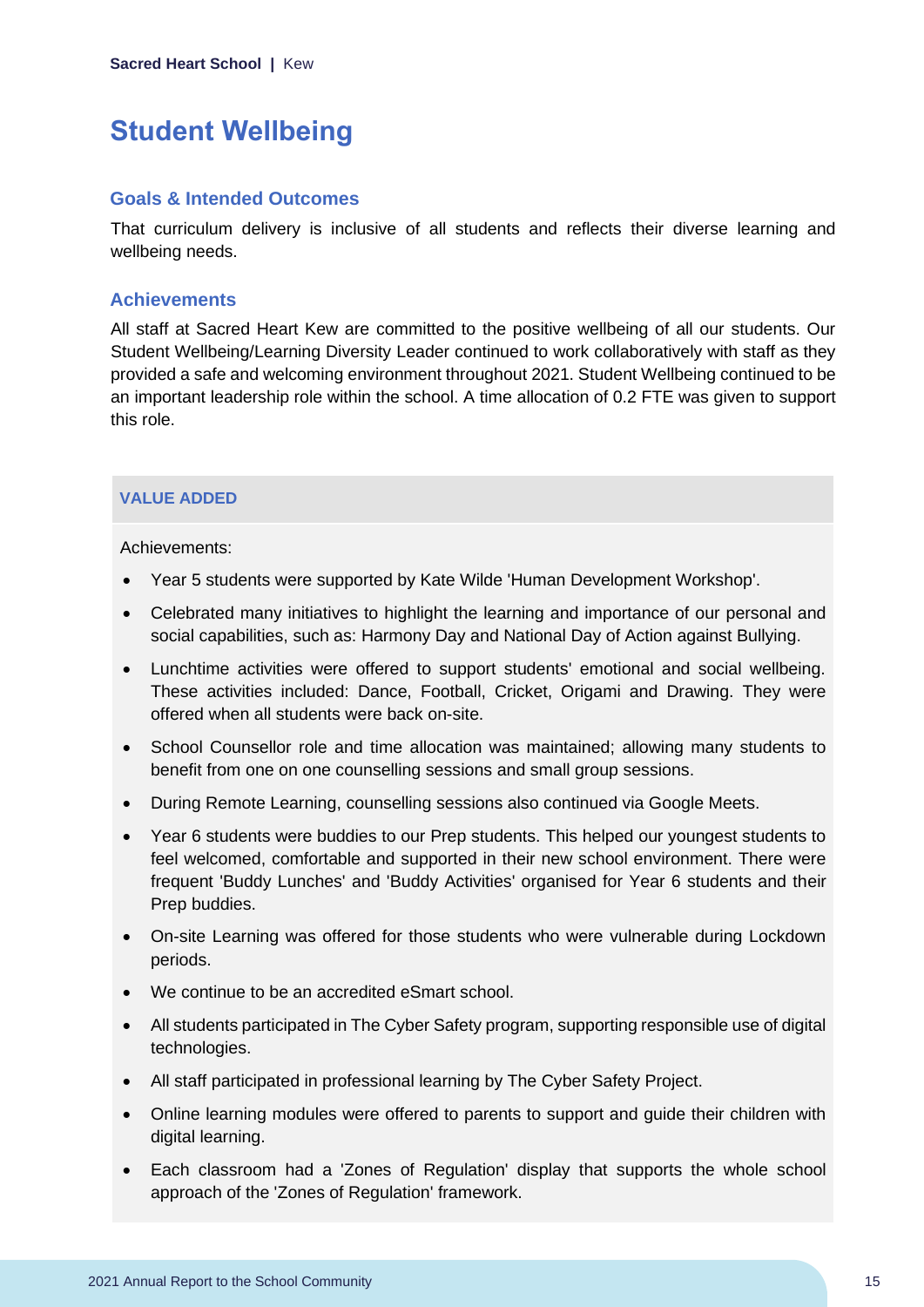# Student Wellbeing

## Goals & Intended Outcomes

That curriculum delivery is inclusive of all students and reflects their diverse learning and wellbeing needs.

## Achievements

All staff at Sacred Heart Kew are committed to the positive wellbeing of all our students. Our Student Wellbeing/Learning Diversity Leader continued to work collaboratively with staff as they provided a safe and welcoming environment throughout 2021. Student Wellbeing continued to be an important leadership role within the school. A time allocation of 0.2 FTE was given to support this role.

### VALUE ADDED

Achievements:

- Year 5 students were supported by Kate Wilde 'Human Development Workshop'.
- Celebrated many initiatives to highlight the learning and importance of our personal and social capabilities, such as: Harmony Day and National Day of Action against Bullying.
- Lunchtime activities were offered to support students' emotional and social wellbeing. These activities included: Dance, Football, Cricket, Origami and Drawing. They were offered when all students were back on-site.
- School Counsellor role and time allocation was maintained; allowing many students to benefit from one on one counselling sessions and small group sessions.
- During Remote Learning, counselling sessions also continued via Google Meets.
- Year 6 students were buddies to our Prep students. This helped our youngest students to feel welcomed, comfortable and supported in their new school environment. There were frequent 'Buddy Lunches' and 'Buddy Activities' organised for Year 6 students and their Prep buddies.
- On-site Learning was offered for those students who were vulnerable during Lockdown periods.
- We continue to be an accredited eSmart school.
- All students participated in The Cyber Safety program, supporting responsible use of digital technologies.
- All staff participated in professional learning by The Cyber Safety Project.
- Online learning modules were offered to parents to support and guide their children with digital learning.
- Each classroom had a 'Zones of Regulation' display that supports the whole school approach of the 'Zones of Regulation' framework.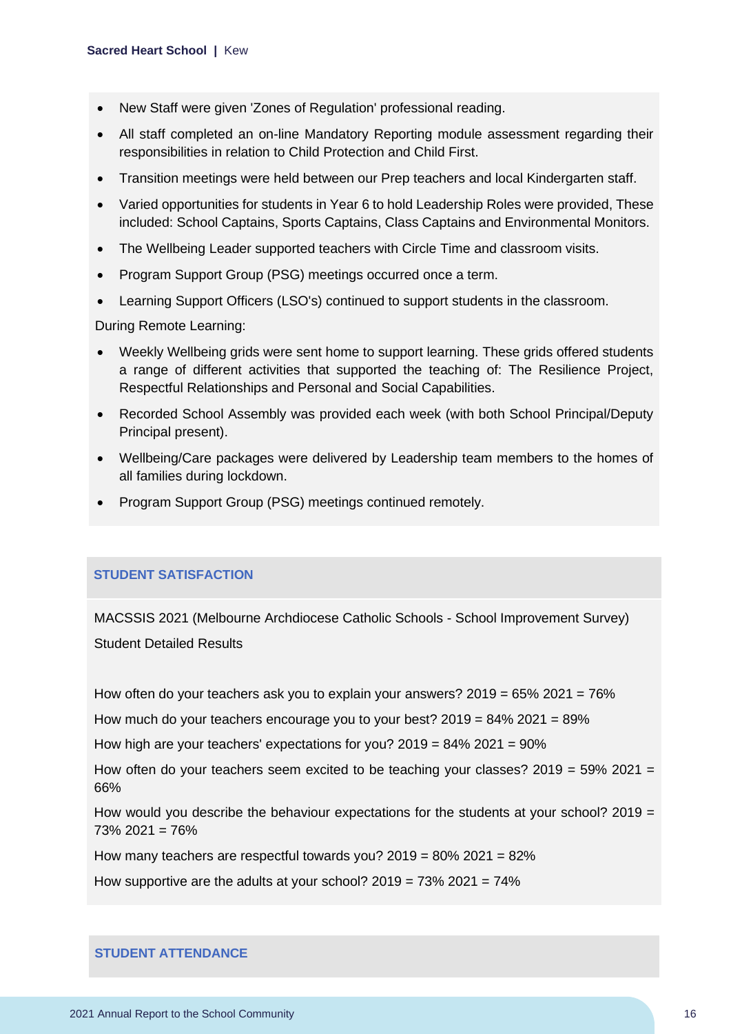- New Staff were given 'Zones of Regulation' professional reading.
- All staff completed an on-line Mandatory Reporting module assessment regarding their responsibilities in relation to Child Protection and Child First.
- Transition meetings were held between our Prep teachers and local Kindergarten staff.
- Varied opportunities for students in Year 6 to hold Leadership Roles were provided, These included: School Captains, Sports Captains, Class Captains and Environmental Monitors.
- The Wellbeing Leader supported teachers with Circle Time and classroom visits.
- Program Support Group (PSG) meetings occurred once a term.
- Learning Support Officers (LSO's) continued to support students in the classroom.

During Remote Learning:

- Weekly Wellbeing grids were sent home to support learning. These grids offered students a range of different activities that supported the teaching of: The Resilience Project, Respectful Relationships and Personal and Social Capabilities.
- Recorded School Assembly was provided each week (with both School Principal/Deputy Principal present).
- Wellbeing/Care packages were delivered by Leadership team members to the homes of all families during lockdown.
- Program Support Group (PSG) meetings continued remotely.

## STUDENT SATISFACTION

MACSSIS 2021 (Melbourne Archdiocese Catholic Schools - School Improvement Survey)

Student Detailed Results

How often do your teachers ask you to explain your answers? 2019 = 65% 2021 = 76%

How much do your teachers encourage you to your best? 2019 = 84% 2021 = 89%

How high are your teachers' expectations for you? 2019 = 84% 2021 = 90%

How often do your teachers seem excited to be teaching your classes? 2019 = 59% 2021 = 66%

How would you describe the behaviour expectations for the students at your school? 2019 = 73% 2021 = 76%

How many teachers are respectful towards you? 2019 = 80% 2021 = 82%

How supportive are the adults at your school? 2019 = 73% 2021 = 74%

## STUDENT ATTENDANCE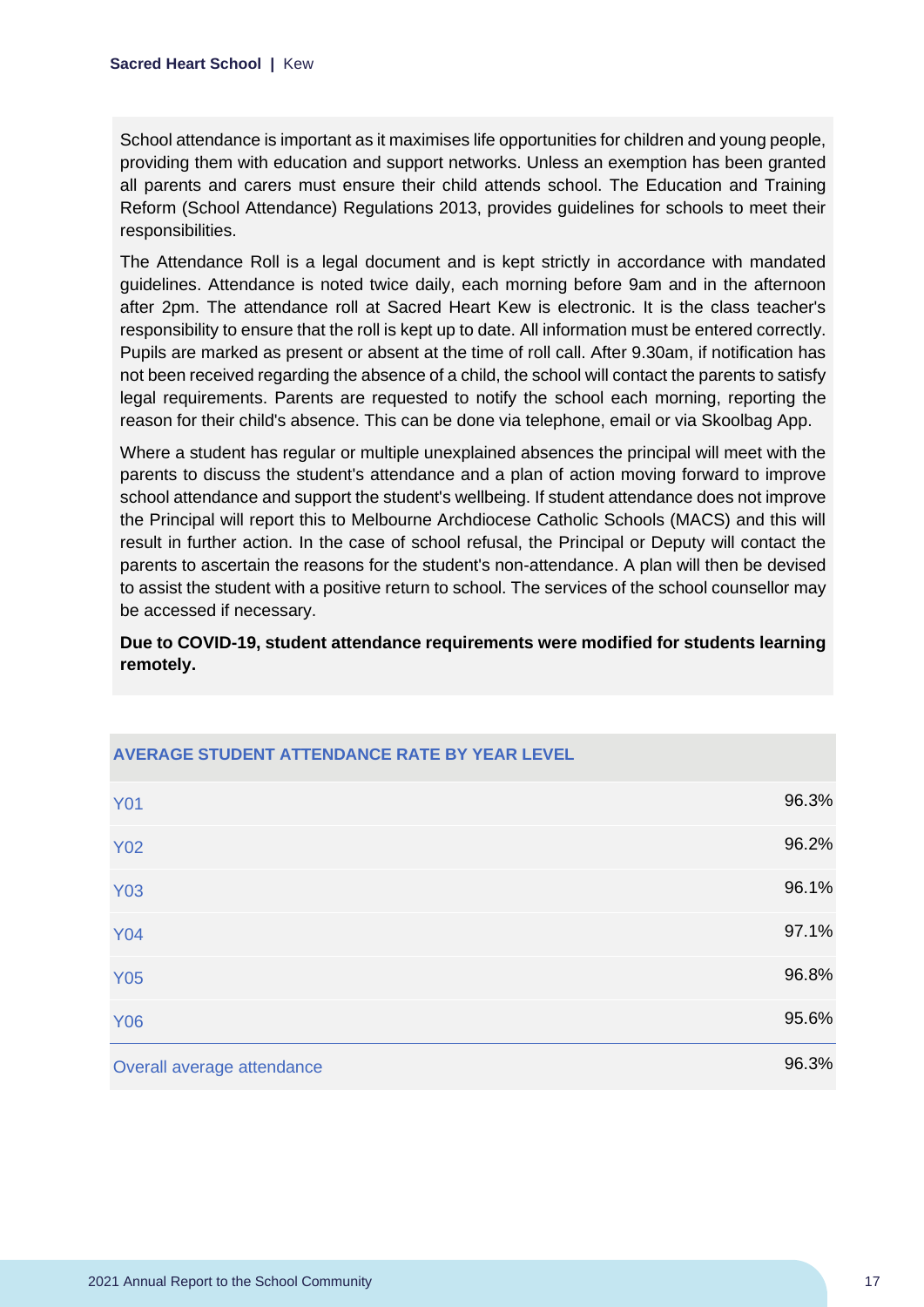School attendance is important as it maximises life opportunities for children and young people, providing them with education and support networks. Unless an exemption has been granted all parents and carers must ensure their child attends school. The Education and Training Reform (School Attendance) Regulations 2013, provides guidelines for schools to meet their responsibilities.

The Attendance Roll is a legal document and is kept strictly in accordance with mandated guidelines. Attendance is noted twice daily, each morning before 9am and in the afternoon after 2pm. The attendance roll at Sacred Heart Kew is electronic. It is the class teacher's responsibility to ensure that the roll is kept up to date. All information must be entered correctly. Pupils are marked as present or absent at the time of roll call. After 9.30am, if notification has not been received regarding the absence of a child, the school will contact the parents to satisfy legal requirements. Parents are requested to notify the school each morning, reporting the reason for their child's absence. This can be done via telephone, email or via Skoolbag App.

Where a student has regular or multiple unexplained absences the principal will meet with the parents to discuss the student's attendance and a plan of action moving forward to improve school attendance and support the student's wellbeing. If student attendance does not improve the Principal will report this to Melbourne Archdiocese Catholic Schools (MACS) and this will result in further action. In the case of school refusal, the Principal or Deputy will contact the parents to ascertain the reasons for the student's non-attendance. A plan will then be devised to assist the student with a positive return to school. The services of the school counsellor may be accessed if necessary.

**Due to COVID-19, student attendance requirements were modified for students learning remotely.**

| AVERAGE STUDENT ATTENDANCE RATE BY YEAR LEVEL | |
|---|---|
| Y01 | 96.3% |
| Y02 | 96.2% |
| Y03 | 96.1% |
| Y04 | 97.1% |
| Y05 | 96.8% |
| Y06 | 95.6% |
| Overall average attendance | 96.3% |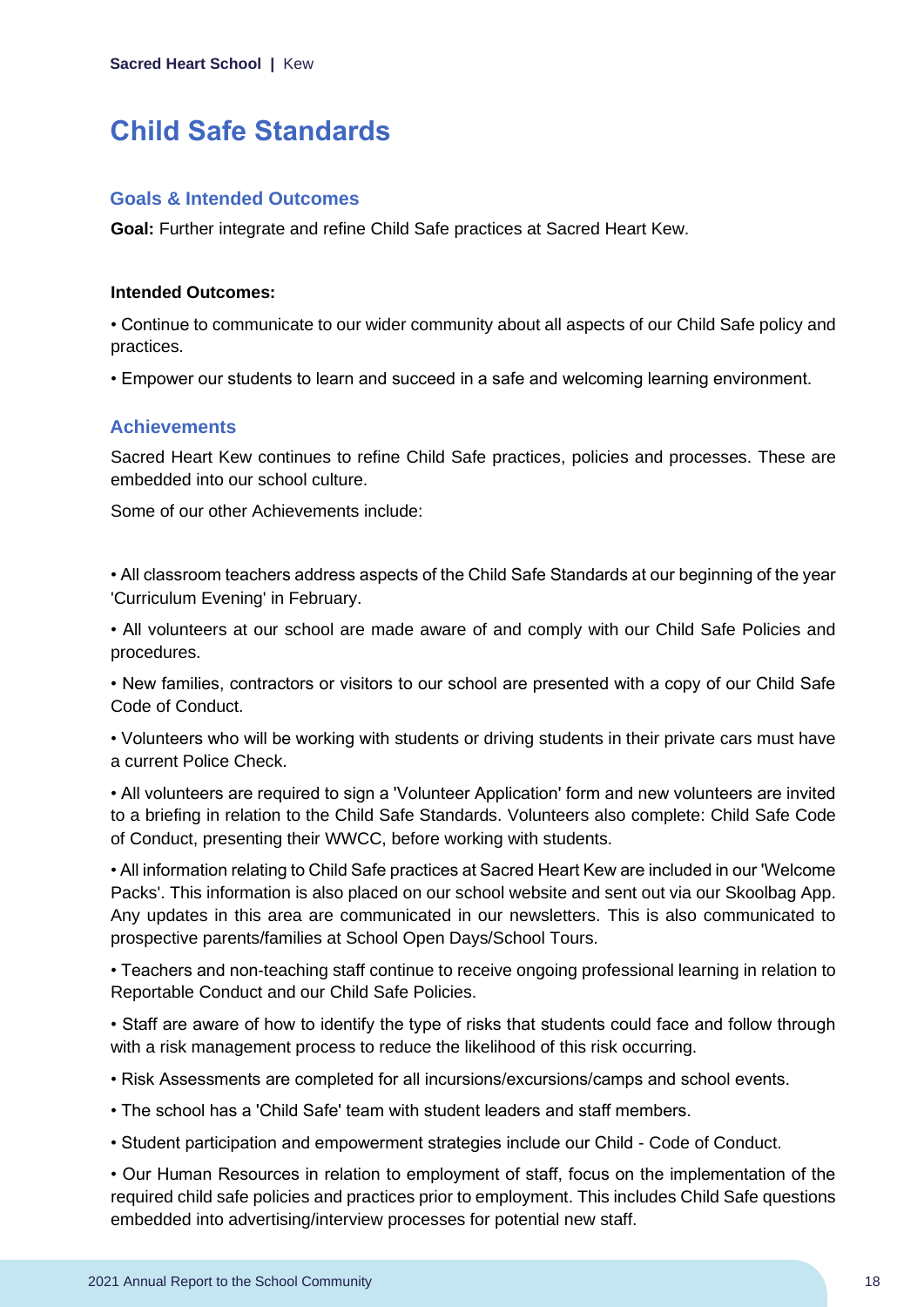# Child Safe Standards

## Goals & Intended Outcomes

**Goal:** Further integrate and refine Child Safe practices at Sacred Heart Kew.

**Intended Outcomes:**

• Continue to communicate to our wider community about all aspects of our Child Safe policy and practices.

• Empower our students to learn and succeed in a safe and welcoming learning environment.

## Achievements

Sacred Heart Kew continues to refine Child Safe practices, policies and processes. These are embedded into our school culture.

Some of our other Achievements include:

• All classroom teachers address aspects of the Child Safe Standards at our beginning of the year 'Curriculum Evening' in February.

• All volunteers at our school are made aware of and comply with our Child Safe Policies and procedures.

• New families, contractors or visitors to our school are presented with a copy of our Child Safe Code of Conduct.

• Volunteers who will be working with students or driving students in their private cars must have a current Police Check.

• All volunteers are required to sign a 'Volunteer Application' form and new volunteers are invited to a briefing in relation to the Child Safe Standards. Volunteers also complete: Child Safe Code of Conduct, presenting their WWCC, before working with students.

• All information relating to Child Safe practices at Sacred Heart Kew are included in our 'Welcome Packs'. This information is also placed on our school website and sent out via our Skoolbag App. Any updates in this area are communicated in our newsletters. This is also communicated to prospective parents/families at School Open Days/School Tours.

• Teachers and non-teaching staff continue to receive ongoing professional learning in relation to Reportable Conduct and our Child Safe Policies.

• Staff are aware of how to identify the type of risks that students could face and follow through with a risk management process to reduce the likelihood of this risk occurring.

• Risk Assessments are completed for all incursions/excursions/camps and school events.

• The school has a 'Child Safe' team with student leaders and staff members.

• Student participation and empowerment strategies include our Child - Code of Conduct.

• Our Human Resources in relation to employment of staff, focus on the implementation of the required child safe policies and practices prior to employment. This includes Child Safe questions embedded into advertising/interview processes for potential new staff.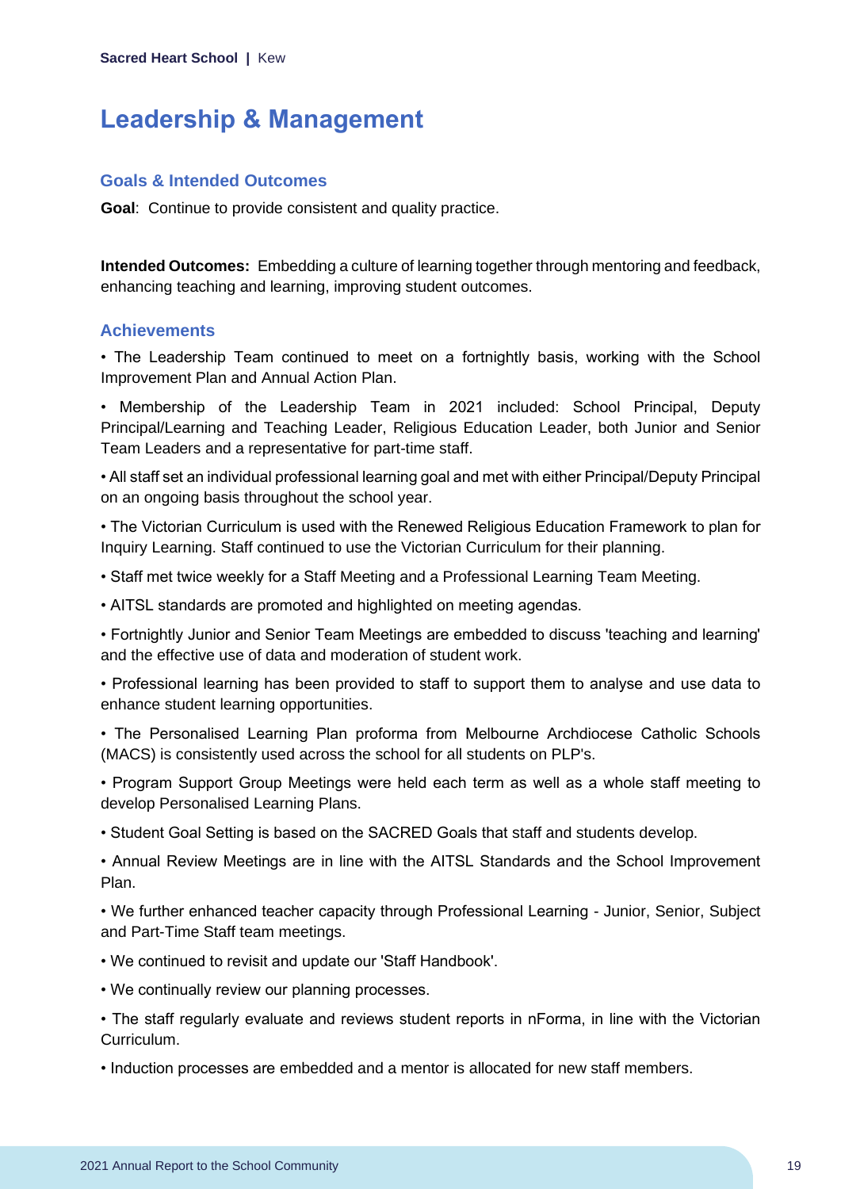# Leadership & Management

## Goals & Intended Outcomes

**Goal**: Continue to provide consistent and quality practice.

**Intended Outcomes:** Embedding a culture of learning together through mentoring and feedback, enhancing teaching and learning, improving student outcomes.

## Achievements

• The Leadership Team continued to meet on a fortnightly basis, working with the School Improvement Plan and Annual Action Plan.

• Membership of the Leadership Team in 2021 included: School Principal, Deputy Principal/Learning and Teaching Leader, Religious Education Leader, both Junior and Senior Team Leaders and a representative for part-time staff.

• All staff set an individual professional learning goal and met with either Principal/Deputy Principal on an ongoing basis throughout the school year.

• The Victorian Curriculum is used with the Renewed Religious Education Framework to plan for Inquiry Learning. Staff continued to use the Victorian Curriculum for their planning.

• Staff met twice weekly for a Staff Meeting and a Professional Learning Team Meeting.

• AITSL standards are promoted and highlighted on meeting agendas.

• Fortnightly Junior and Senior Team Meetings are embedded to discuss 'teaching and learning' and the effective use of data and moderation of student work.

• Professional learning has been provided to staff to support them to analyse and use data to enhance student learning opportunities.

• The Personalised Learning Plan proforma from Melbourne Archdiocese Catholic Schools (MACS) is consistently used across the school for all students on PLP's.

• Program Support Group Meetings were held each term as well as a whole staff meeting to develop Personalised Learning Plans.

• Student Goal Setting is based on the SACRED Goals that staff and students develop.

• Annual Review Meetings are in line with the AITSL Standards and the School Improvement Plan.

• We further enhanced teacher capacity through Professional Learning - Junior, Senior, Subject and Part-Time Staff team meetings.

• We continued to revisit and update our 'Staff Handbook'.

• We continually review our planning processes.

• The staff regularly evaluate and reviews student reports in nForma, in line with the Victorian Curriculum.

• Induction processes are embedded and a mentor is allocated for new staff members.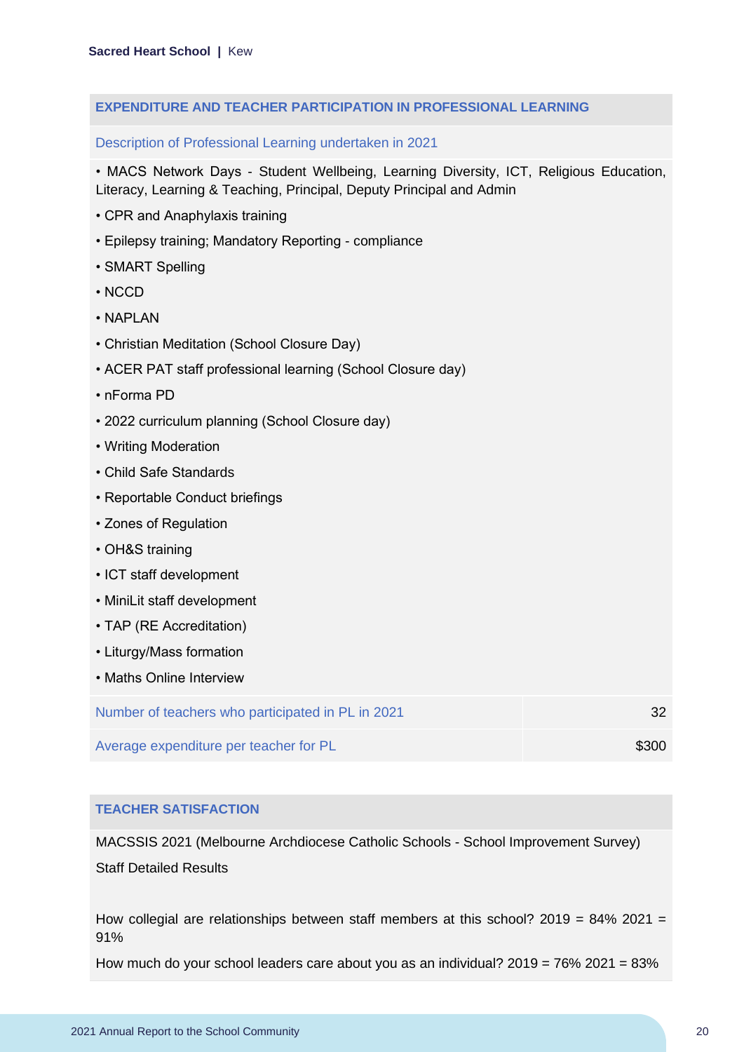## EXPENDITURE AND TEACHER PARTICIPATION IN PROFESSIONAL LEARNING

### Description of Professional Learning undertaken in 2021

- MACS Network Days - Student Wellbeing, Learning Diversity, ICT, Religious Education, Literacy, Learning & Teaching, Principal, Deputy Principal and Admin
- CPR and Anaphylaxis training
- Epilepsy training; Mandatory Reporting - compliance
- SMART Spelling
- NCCD
- NAPLAN
- Christian Meditation (School Closure Day)
- ACER PAT staff professional learning (School Closure day)
- nForma PD
- 2022 curriculum planning (School Closure day)
- Writing Moderation
- Child Safe Standards
- Reportable Conduct briefings
- Zones of Regulation
- OH&S training
- ICT staff development
- MiniLit staff development
- TAP (RE Accreditation)
- Liturgy/Mass formation
- Maths Online Interview

| | |
|---|---|
| Number of teachers who participated in PL in 2021 | 32 |
| Average expenditure per teacher for PL | $300 |

## TEACHER SATISFACTION

MACSSIS 2021 (Melbourne Archdiocese Catholic Schools - School Improvement Survey)

Staff Detailed Results

How collegial are relationships between staff members at this school? 2019 = 84% 2021 = 91%

How much do your school leaders care about you as an individual? 2019 = 76% 2021 = 83%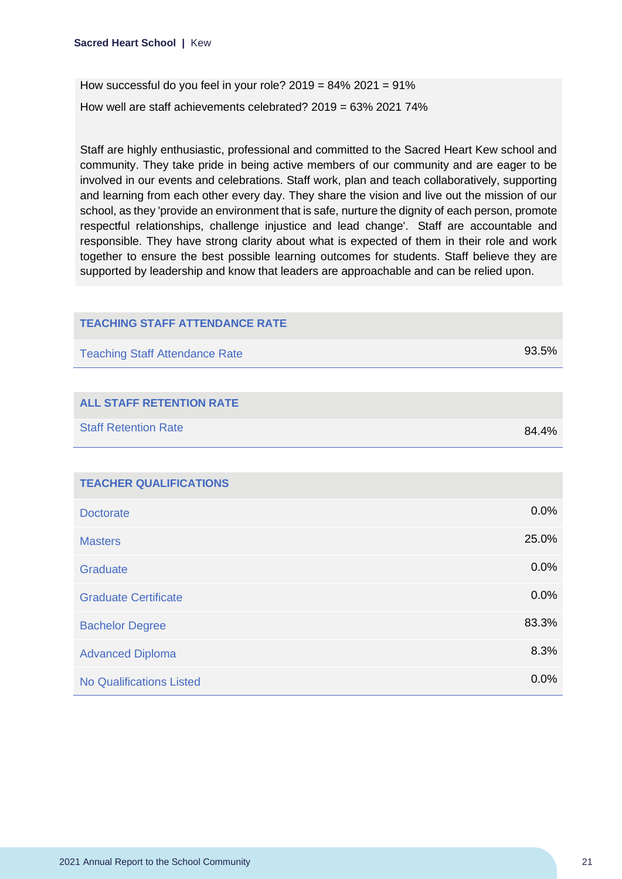How successful do you feel in your role? 2019 = 84% 2021 = 91%

How well are staff achievements celebrated? 2019 = 63% 2021 74%

Staff are highly enthusiastic, professional and committed to the Sacred Heart Kew school and community. They take pride in being active members of our community and are eager to be involved in our events and celebrations. Staff work, plan and teach collaboratively, supporting and learning from each other every day. They share the vision and live out the mission of our school, as they 'provide an environment that is safe, nurture the dignity of each person, promote respectful relationships, challenge injustice and lead change'. Staff are accountable and responsible. They have strong clarity about what is expected of them in their role and work together to ensure the best possible learning outcomes for students. Staff believe they are supported by leadership and know that leaders are approachable and can be relied upon.

| TEACHING STAFF ATTENDANCE RATE | |
|---|---|
| Teaching Staff Attendance Rate | 93.5% |

| ALL STAFF RETENTION RATE | |
|---|---|
| Staff Retention Rate | 84.4% |

| TEACHER QUALIFICATIONS | |
|---|---|
| Doctorate | 0.0% |
| Masters | 25.0% |
| Graduate | 0.0% |
| Graduate Certificate | 0.0% |
| Bachelor Degree | 83.3% |
| Advanced Diploma | 8.3% |
| No Qualifications Listed | 0.0% |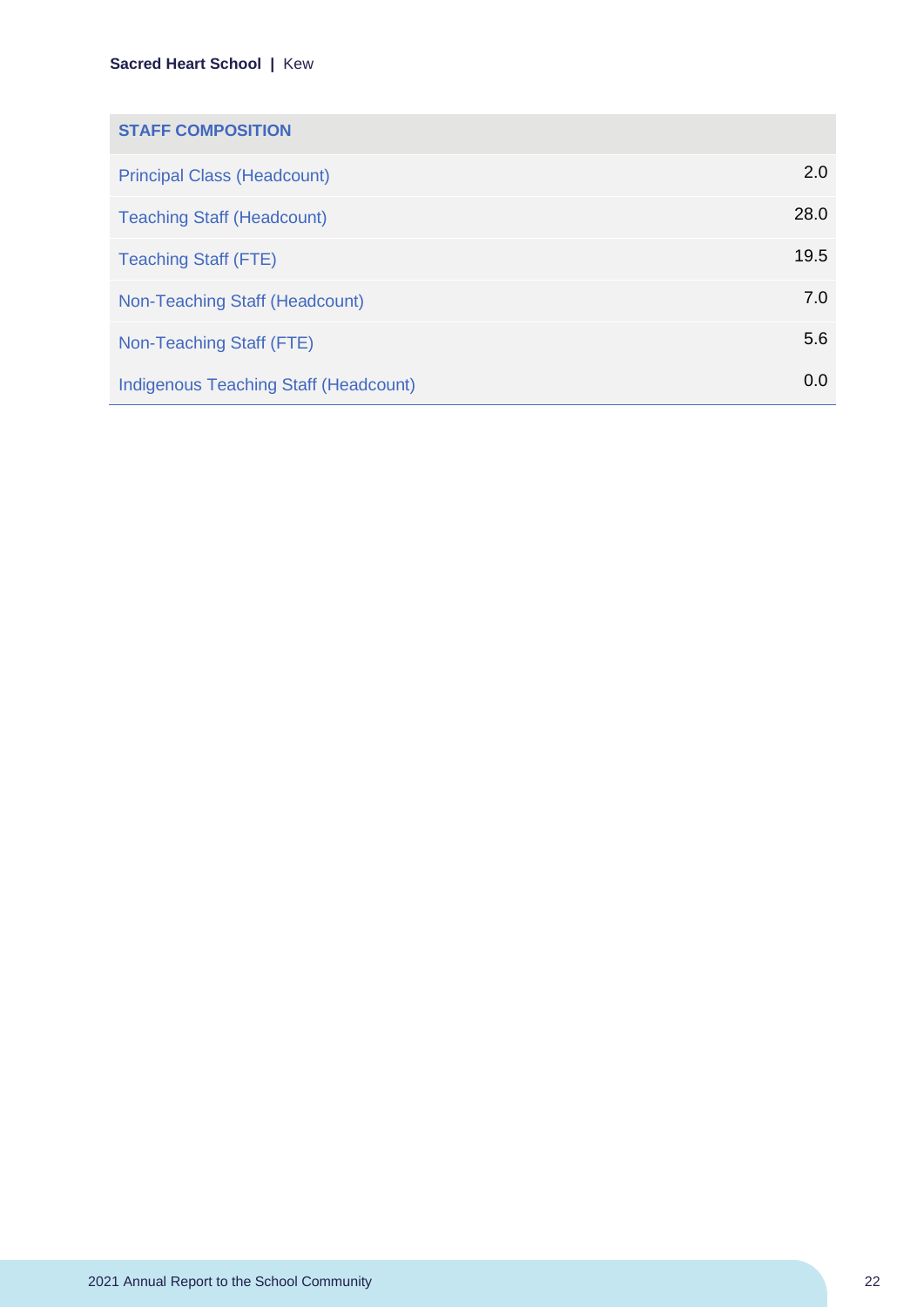| STAFF COMPOSITION | |
|---|---|
| Principal Class (Headcount) | 2.0 |
| Teaching Staff (Headcount) | 28.0 |
| Teaching Staff (FTE) | 19.5 |
| Non-Teaching Staff (Headcount) | 7.0 |
| Non-Teaching Staff (FTE) | 5.6 |
| Indigenous Teaching Staff (Headcount) | 0.0 |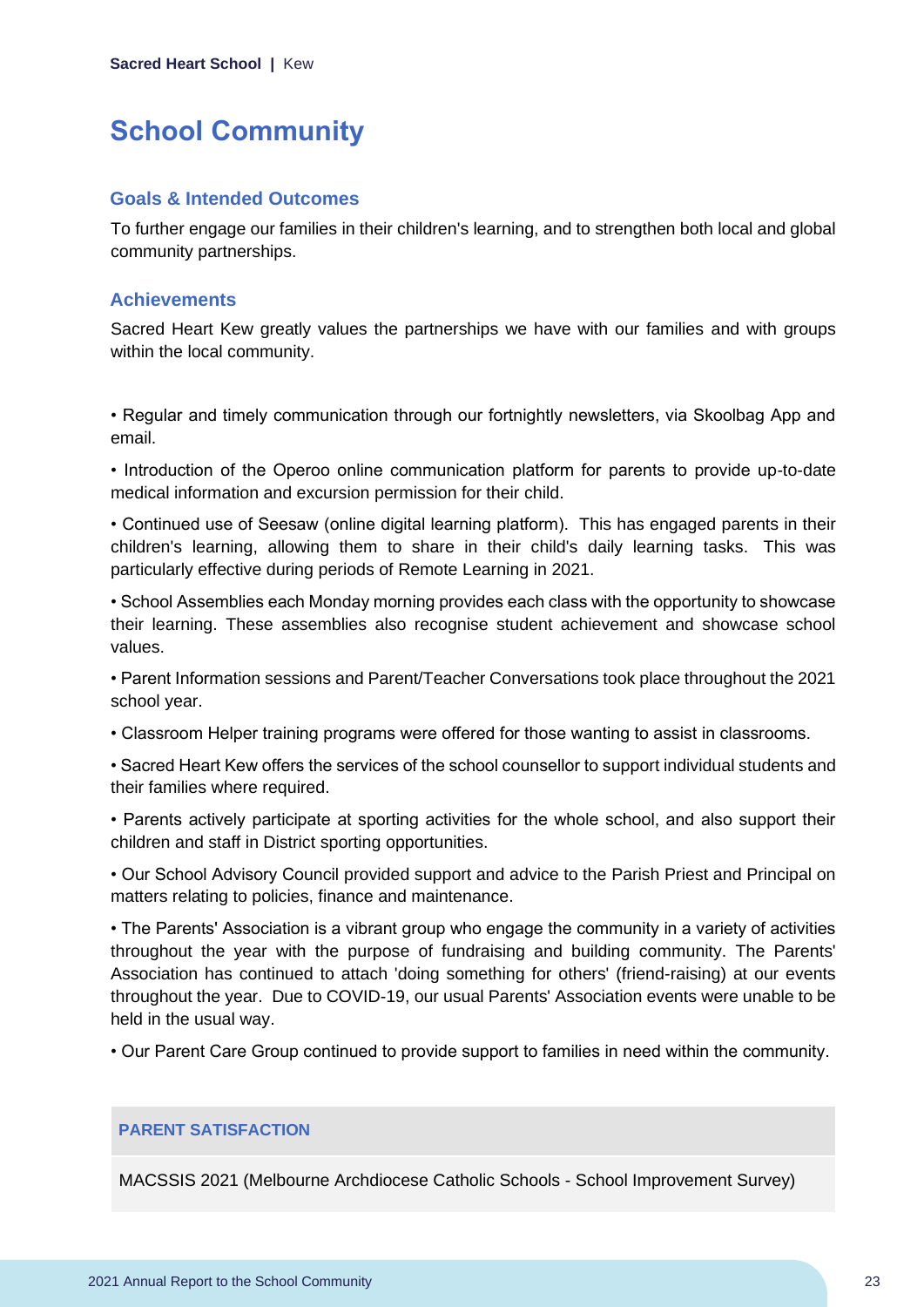# School Community

## Goals & Intended Outcomes

To further engage our families in their children's learning, and to strengthen both local and global community partnerships.

## Achievements

Sacred Heart Kew greatly values the partnerships we have with our families and with groups within the local community.

• Regular and timely communication through our fortnightly newsletters, via Skoolbag App and email.

• Introduction of the Operoo online communication platform for parents to provide up-to-date medical information and excursion permission for their child.

• Continued use of Seesaw (online digital learning platform). This has engaged parents in their children's learning, allowing them to share in their child's daily learning tasks. This was particularly effective during periods of Remote Learning in 2021.

• School Assemblies each Monday morning provides each class with the opportunity to showcase their learning. These assemblies also recognise student achievement and showcase school values.

• Parent Information sessions and Parent/Teacher Conversations took place throughout the 2021 school year.

• Classroom Helper training programs were offered for those wanting to assist in classrooms.

• Sacred Heart Kew offers the services of the school counsellor to support individual students and their families where required.

• Parents actively participate at sporting activities for the whole school, and also support their children and staff in District sporting opportunities.

• Our School Advisory Council provided support and advice to the Parish Priest and Principal on matters relating to policies, finance and maintenance.

• The Parents' Association is a vibrant group who engage the community in a variety of activities throughout the year with the purpose of fundraising and building community. The Parents' Association has continued to attach 'doing something for others' (friend-raising) at our events throughout the year. Due to COVID-19, our usual Parents' Association events were unable to be held in the usual way.

• Our Parent Care Group continued to provide support to families in need within the community.

| PARENT SATISFACTION |
| --- |
| MACSSIS 2021 (Melbourne Archdiocese Catholic Schools - School Improvement Survey) |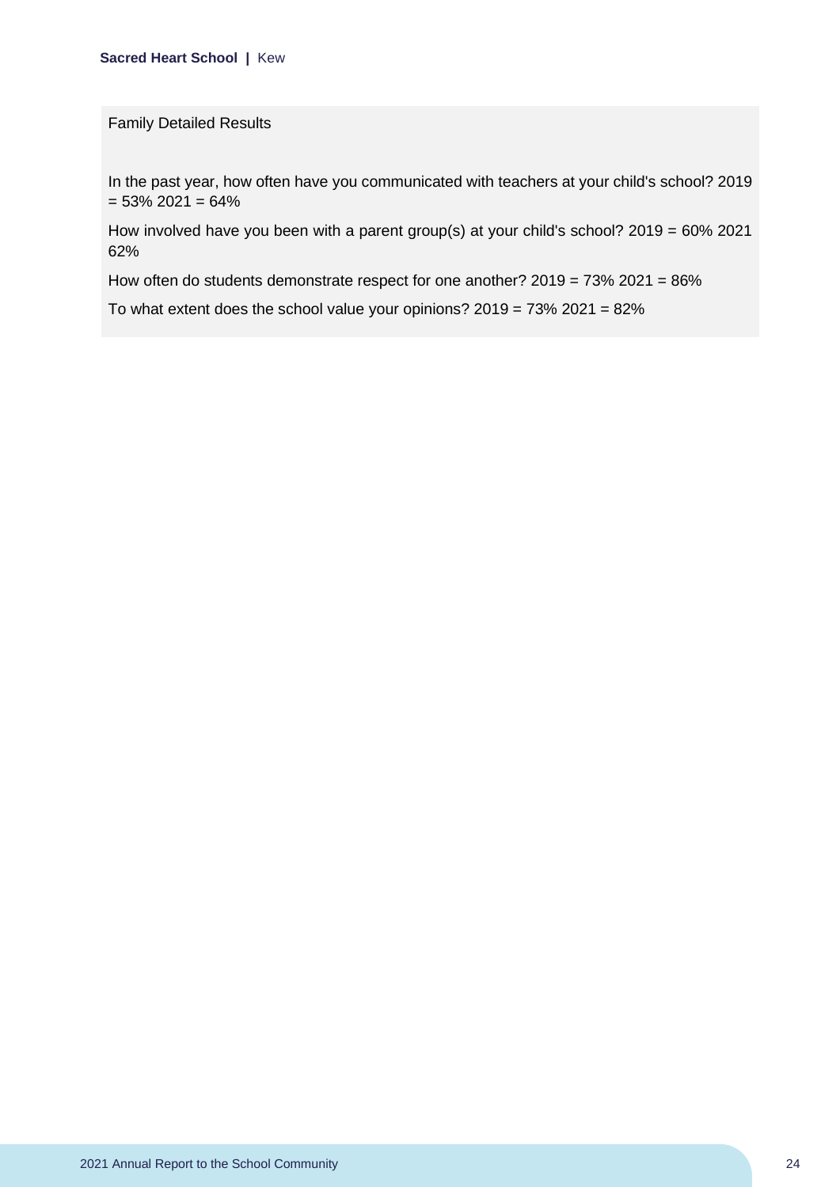Family Detailed Results

In the past year, how often have you communicated with teachers at your child's school? 2019 = 53% 2021 = 64%

How involved have you been with a parent group(s) at your child's school? 2019 = 60% 2021 62%

How often do students demonstrate respect for one another? 2019 = 73% 2021 = 86%

To what extent does the school value your opinions? 2019 = 73% 2021 = 82%